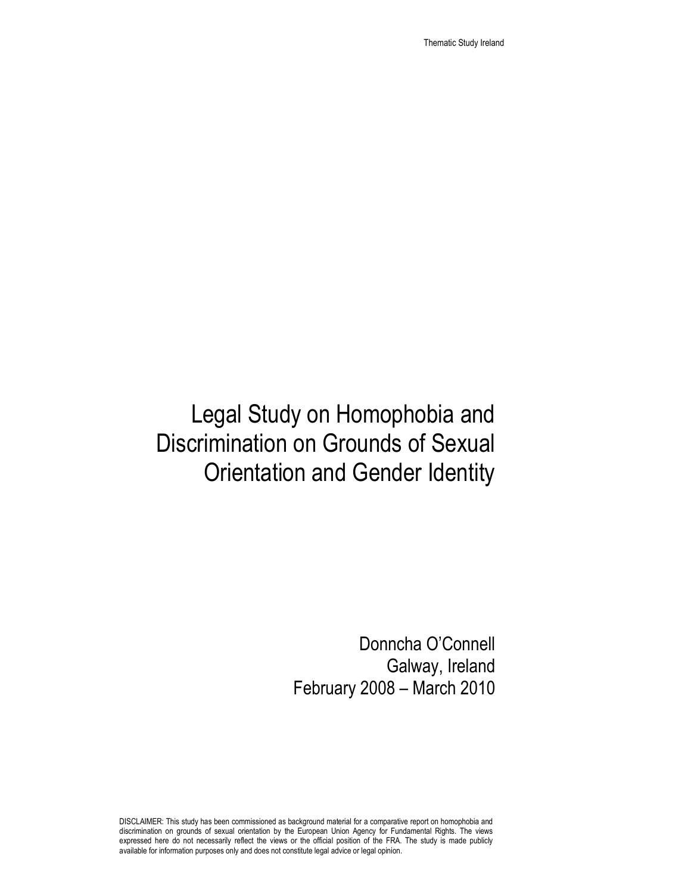# Legal Study on Homophobia and Discrimination on Grounds of Sexual Orientation and Gender Identity

Donncha O'Connell
Galway, Ireland
February 2008 – March 2010

DISCLAIMER: This study has been commissioned as background material for a comparative report on homophobia and discrimination on grounds of sexual orientation by the European Union Agency for Fundamental Rights. The views expressed here do not necessarily reflect the views or the official position of the FRA. The study is made publicly available for information purposes only and does not constitute legal advice or legal opinion.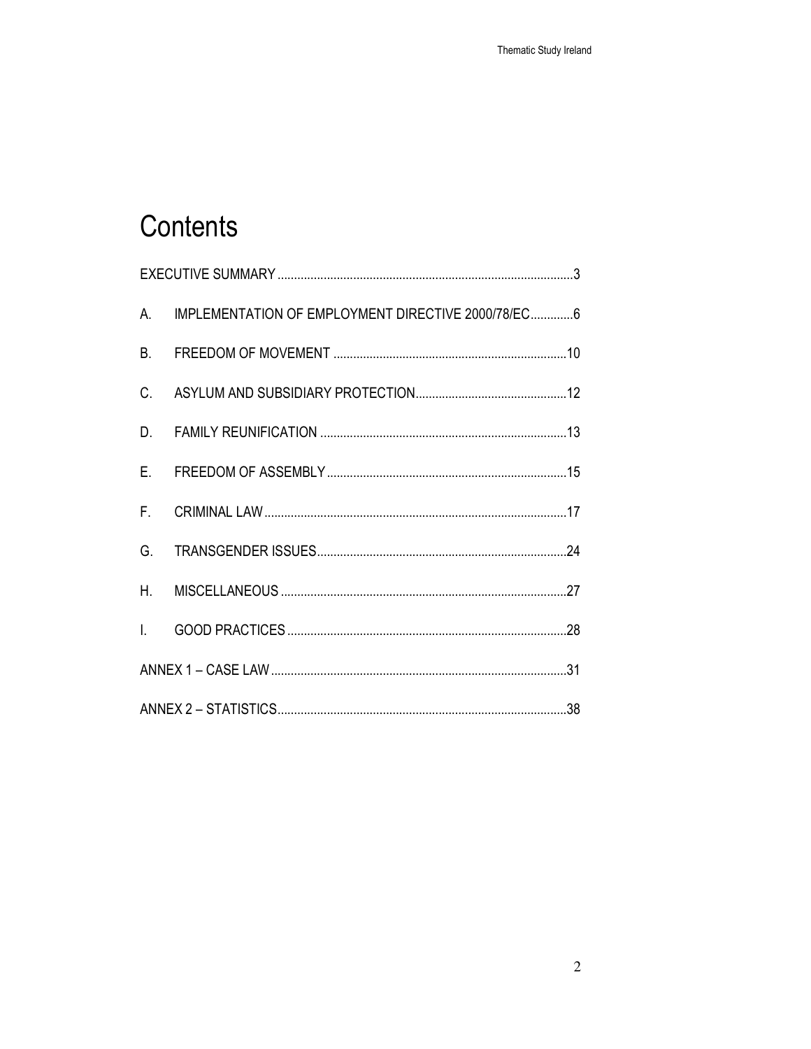# Contents

EXECUTIVE SUMMARY ........................................................................................3

A. IMPLEMENTATION OF EMPLOYMENT DIRECTIVE 2000/78/EC.............6

B. FREEDOM OF MOVEMENT ......................................................................10

C. ASYLUM AND SUBSIDIARY PROTECTION.............................................12

D. FAMILY REUNIFICATION ..........................................................................13

E. FREEDOM OF ASSEMBLY........................................................................15

F. CRIMINAL LAW..........................................................................................17

G. TRANSGENDER ISSUES...........................................................................24

H. MISCELLANEOUS ......................................................................................27

I. GOOD PRACTICES ....................................................................................28

ANNEX 1 – CASE LAW .........................................................................................31

ANNEX 2 – STATISTICS.......................................................................................38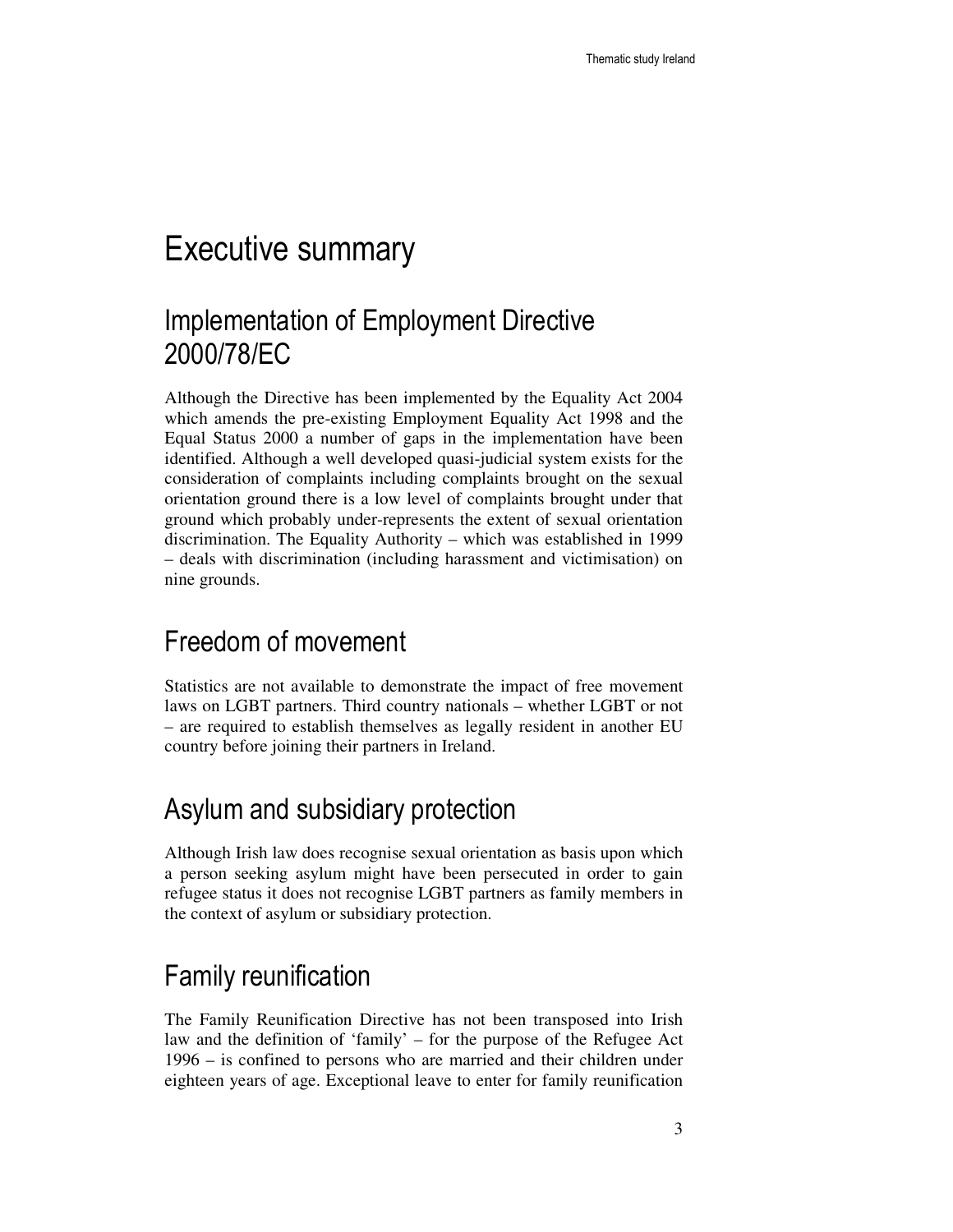# Executive summary

## Implementation of Employment Directive 2000/78/EC

Although the Directive has been implemented by the Equality Act 2004 which amends the pre-existing Employment Equality Act 1998 and the Equal Status 2000 a number of gaps in the implementation have been identified. Although a well developed quasi-judicial system exists for the consideration of complaints including complaints brought on the sexual orientation ground there is a low level of complaints brought under that ground which probably under-represents the extent of sexual orientation discrimination. The Equality Authority – which was established in 1999 – deals with discrimination (including harassment and victimisation) on nine grounds.

## Freedom of movement

Statistics are not available to demonstrate the impact of free movement laws on LGBT partners. Third country nationals – whether LGBT or not – are required to establish themselves as legally resident in another EU country before joining their partners in Ireland.

## Asylum and subsidiary protection

Although Irish law does recognise sexual orientation as basis upon which a person seeking asylum might have been persecuted in order to gain refugee status it does not recognise LGBT partners as family members in the context of asylum or subsidiary protection.

## Family reunification

The Family Reunification Directive has not been transposed into Irish law and the definition of 'family' – for the purpose of the Refugee Act 1996 – is confined to persons who are married and their children under eighteen years of age. Exceptional leave to enter for family reunification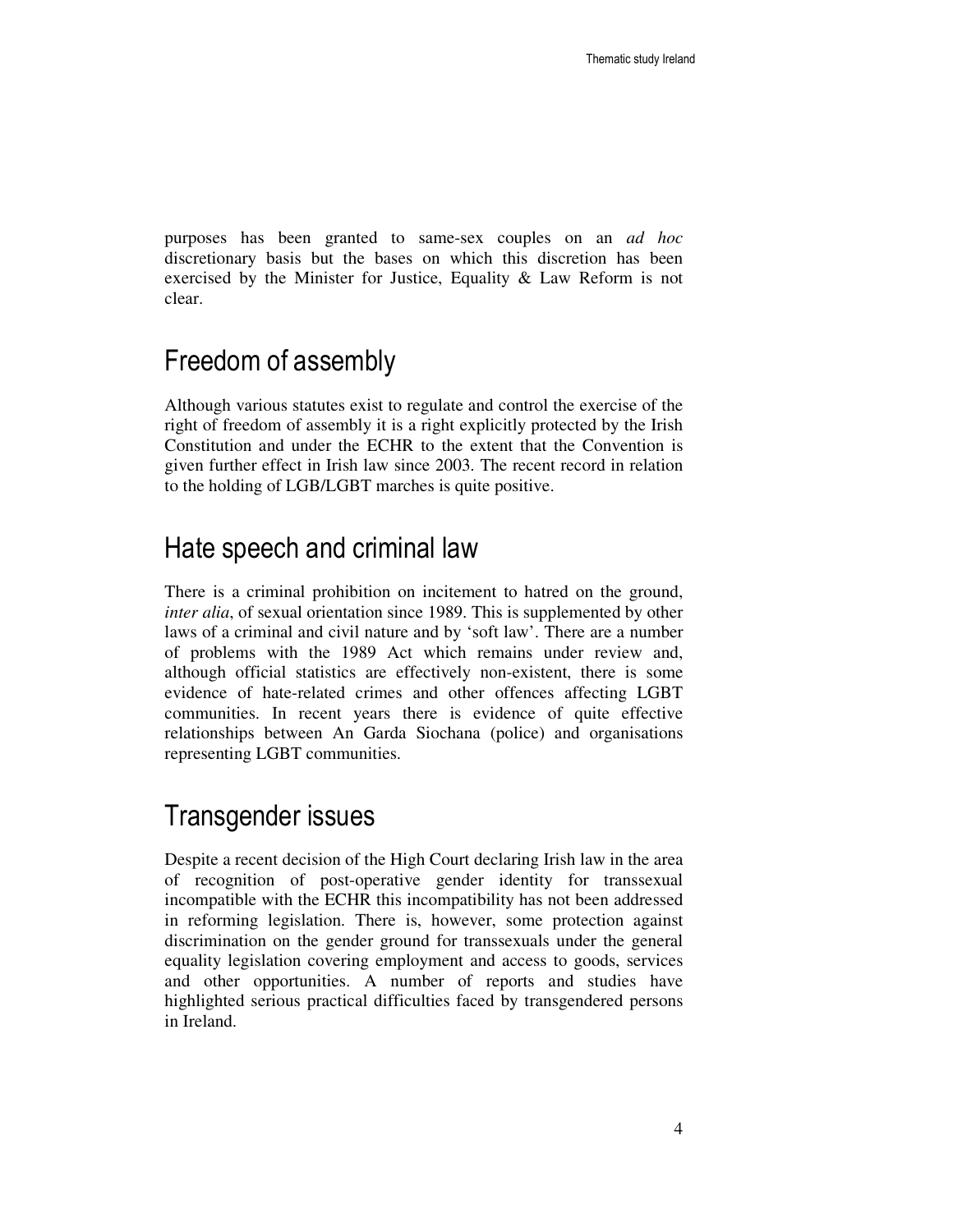purposes has been granted to same-sex couples on an *ad hoc* discretionary basis but the bases on which this discretion has been exercised by the Minister for Justice, Equality & Law Reform is not clear.

## Freedom of assembly

Although various statutes exist to regulate and control the exercise of the right of freedom of assembly it is a right explicitly protected by the Irish Constitution and under the ECHR to the extent that the Convention is given further effect in Irish law since 2003. The recent record in relation to the holding of LGB/LGBT marches is quite positive.

## Hate speech and criminal law

There is a criminal prohibition on incitement to hatred on the ground, *inter alia*, of sexual orientation since 1989. This is supplemented by other laws of a criminal and civil nature and by 'soft law'. There are a number of problems with the 1989 Act which remains under review and, although official statistics are effectively non-existent, there is some evidence of hate-related crimes and other offences affecting LGBT communities. In recent years there is evidence of quite effective relationships between An Garda Siochana (police) and organisations representing LGBT communities.

## Transgender issues

Despite a recent decision of the High Court declaring Irish law in the area of recognition of post-operative gender identity for transsexual incompatible with the ECHR this incompatibility has not been addressed in reforming legislation. There is, however, some protection against discrimination on the gender ground for transsexuals under the general equality legislation covering employment and access to goods, services and other opportunities. A number of reports and studies have highlighted serious practical difficulties faced by transgendered persons in Ireland.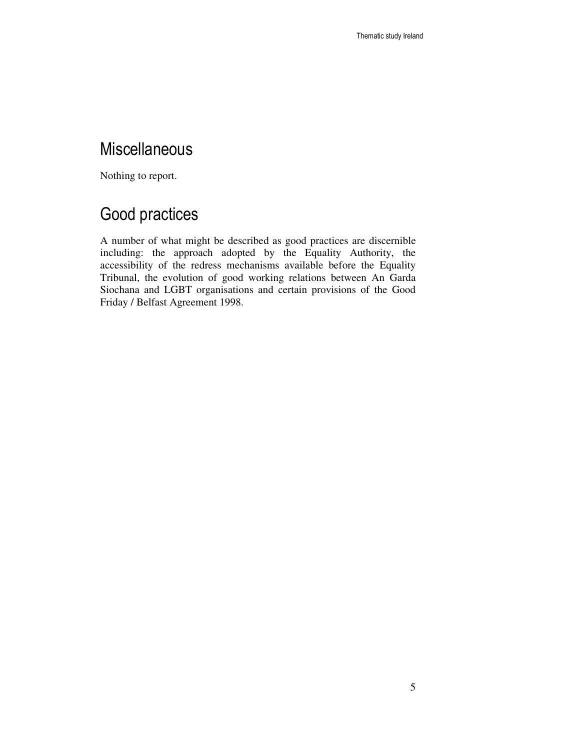## Miscellaneous

Nothing to report.

## Good practices

A number of what might be described as good practices are discernible including: the approach adopted by the Equality Authority, the accessibility of the redress mechanisms available before the Equality Tribunal, the evolution of good working relations between An Garda Siochana and LGBT organisations and certain provisions of the Good Friday / Belfast Agreement 1998.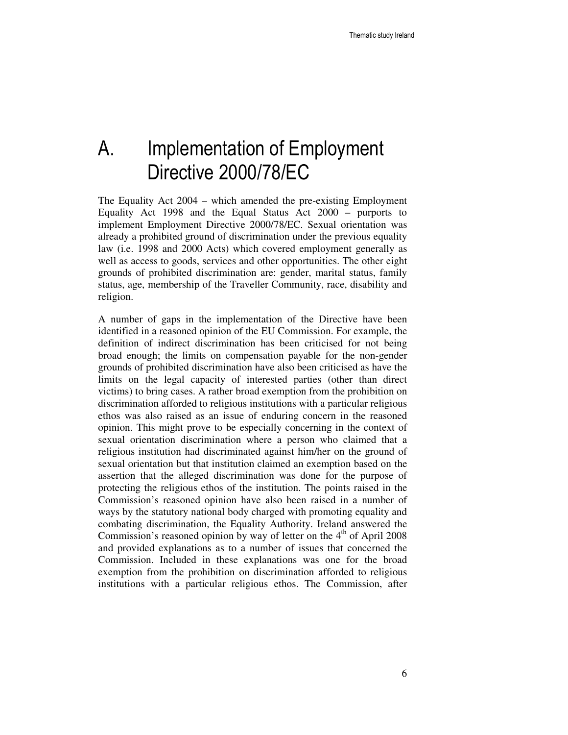# A. Implementation of Employment Directive 2000/78/EC

The Equality Act 2004 – which amended the pre-existing Employment Equality Act 1998 and the Equal Status Act 2000 – purports to implement Employment Directive 2000/78/EC. Sexual orientation was already a prohibited ground of discrimination under the previous equality law (i.e. 1998 and 2000 Acts) which covered employment generally as well as access to goods, services and other opportunities. The other eight grounds of prohibited discrimination are: gender, marital status, family status, age, membership of the Traveller Community, race, disability and religion.

A number of gaps in the implementation of the Directive have been identified in a reasoned opinion of the EU Commission. For example, the definition of indirect discrimination has been criticised for not being broad enough; the limits on compensation payable for the non-gender grounds of prohibited discrimination have also been criticised as have the limits on the legal capacity of interested parties (other than direct victims) to bring cases. A rather broad exemption from the prohibition on discrimination afforded to religious institutions with a particular religious ethos was also raised as an issue of enduring concern in the reasoned opinion. This might prove to be especially concerning in the context of sexual orientation discrimination where a person who claimed that a religious institution had discriminated against him/her on the ground of sexual orientation but that institution claimed an exemption based on the assertion that the alleged discrimination was done for the purpose of protecting the religious ethos of the institution. The points raised in the Commission's reasoned opinion have also been raised in a number of ways by the statutory national body charged with promoting equality and combating discrimination, the Equality Authority. Ireland answered the Commission's reasoned opinion by way of letter on the 4th of April 2008 and provided explanations as to a number of issues that concerned the Commission. Included in these explanations was one for the broad exemption from the prohibition on discrimination afforded to religious institutions with a particular religious ethos. The Commission, after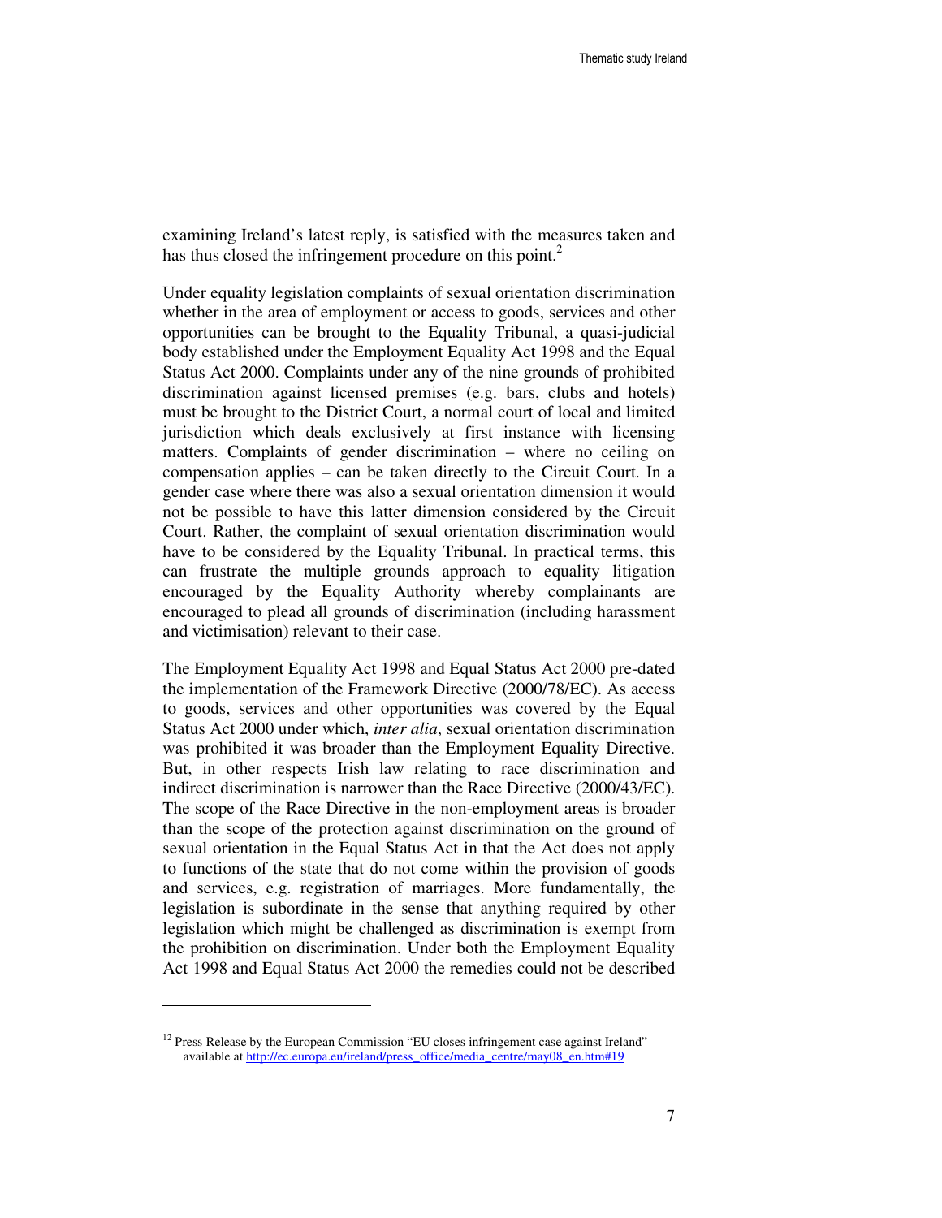examining Ireland's latest reply, is satisfied with the measures taken and has thus closed the infringement procedure on this point.[2]

Under equality legislation complaints of sexual orientation discrimination whether in the area of employment or access to goods, services and other opportunities can be brought to the Equality Tribunal, a quasi-judicial body established under the Employment Equality Act 1998 and the Equal Status Act 2000. Complaints under any of the nine grounds of prohibited discrimination against licensed premises (e.g. bars, clubs and hotels) must be brought to the District Court, a normal court of local and limited jurisdiction which deals exclusively at first instance with licensing matters. Complaints of gender discrimination – where no ceiling on compensation applies – can be taken directly to the Circuit Court. In a gender case where there was also a sexual orientation dimension it would not be possible to have this latter dimension considered by the Circuit Court. Rather, the complaint of sexual orientation discrimination would have to be considered by the Equality Tribunal. In practical terms, this can frustrate the multiple grounds approach to equality litigation encouraged by the Equality Authority whereby complainants are encouraged to plead all grounds of discrimination (including harassment and victimisation) relevant to their case.

The Employment Equality Act 1998 and Equal Status Act 2000 pre-dated the implementation of the Framework Directive (2000/78/EC). As access to goods, services and other opportunities was covered by the Equal Status Act 2000 under which, *inter alia*, sexual orientation discrimination was prohibited it was broader than the Employment Equality Directive. But, in other respects Irish law relating to race discrimination and indirect discrimination is narrower than the Race Directive (2000/43/EC). The scope of the Race Directive in the non-employment areas is broader than the scope of the protection against discrimination on the ground of sexual orientation in the Equal Status Act in that the Act does not apply to functions of the state that do not come within the provision of goods and services, e.g. registration of marriages. More fundamentally, the legislation is subordinate in the sense that anything required by other legislation which might be challenged as discrimination is exempt from the prohibition on discrimination. Under both the Employment Equality Act 1998 and Equal Status Act 2000 the remedies could not be described

---

[12] Press Release by the European Commission "EU closes infringement case against Ireland" available at http://ec.europa.eu/ireland/press_office/media_centre/may08_en.htm#19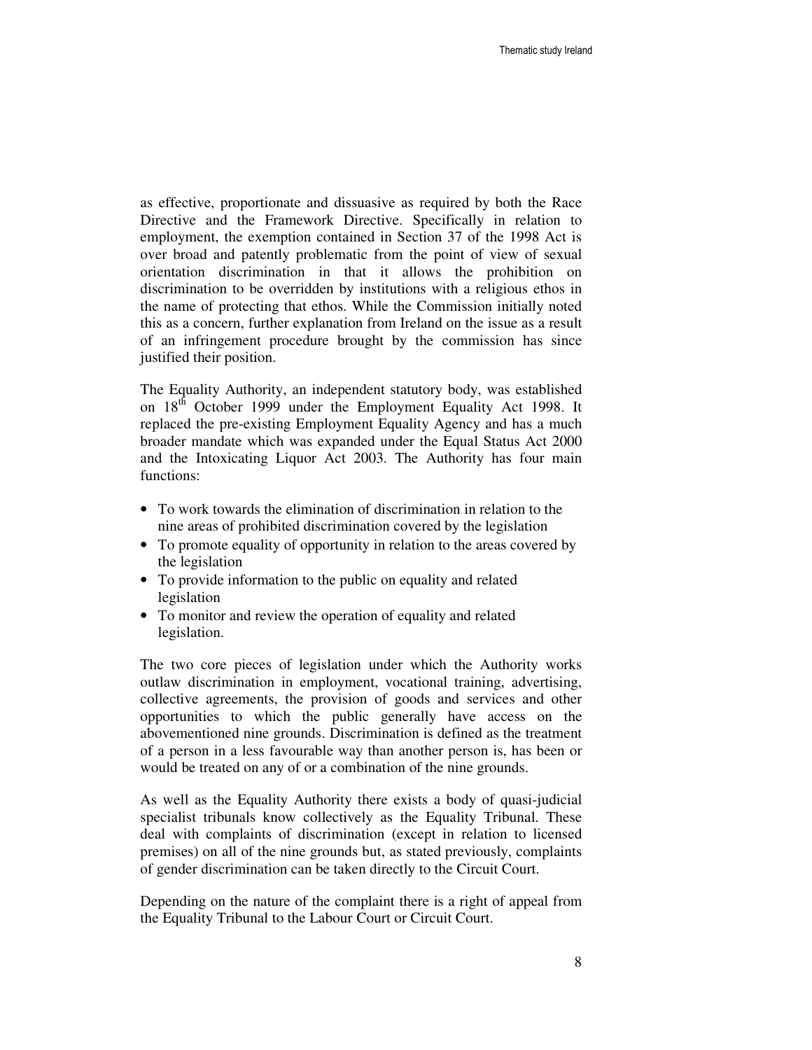as effective, proportionate and dissuasive as required by both the Race Directive and the Framework Directive. Specifically in relation to employment, the exemption contained in Section 37 of the 1998 Act is over broad and patently problematic from the point of view of sexual orientation discrimination in that it allows the prohibition on discrimination to be overridden by institutions with a religious ethos in the name of protecting that ethos. While the Commission initially noted this as a concern, further explanation from Ireland on the issue as a result of an infringement procedure brought by the commission has since justified their position.

The Equality Authority, an independent statutory body, was established on 18th October 1999 under the Employment Equality Act 1998. It replaced the pre-existing Employment Equality Agency and has a much broader mandate which was expanded under the Equal Status Act 2000 and the Intoxicating Liquor Act 2003. The Authority has four main functions:

- To work towards the elimination of discrimination in relation to the nine areas of prohibited discrimination covered by the legislation
- To promote equality of opportunity in relation to the areas covered by the legislation
- To provide information to the public on equality and related legislation
- To monitor and review the operation of equality and related legislation.

The two core pieces of legislation under which the Authority works outlaw discrimination in employment, vocational training, advertising, collective agreements, the provision of goods and services and other opportunities to which the public generally have access on the abovementioned nine grounds. Discrimination is defined as the treatment of a person in a less favourable way than another person is, has been or would be treated on any of or a combination of the nine grounds.

As well as the Equality Authority there exists a body of quasi-judicial specialist tribunals know collectively as the Equality Tribunal. These deal with complaints of discrimination (except in relation to licensed premises) on all of the nine grounds but, as stated previously, complaints of gender discrimination can be taken directly to the Circuit Court.

Depending on the nature of the complaint there is a right of appeal from the Equality Tribunal to the Labour Court or Circuit Court.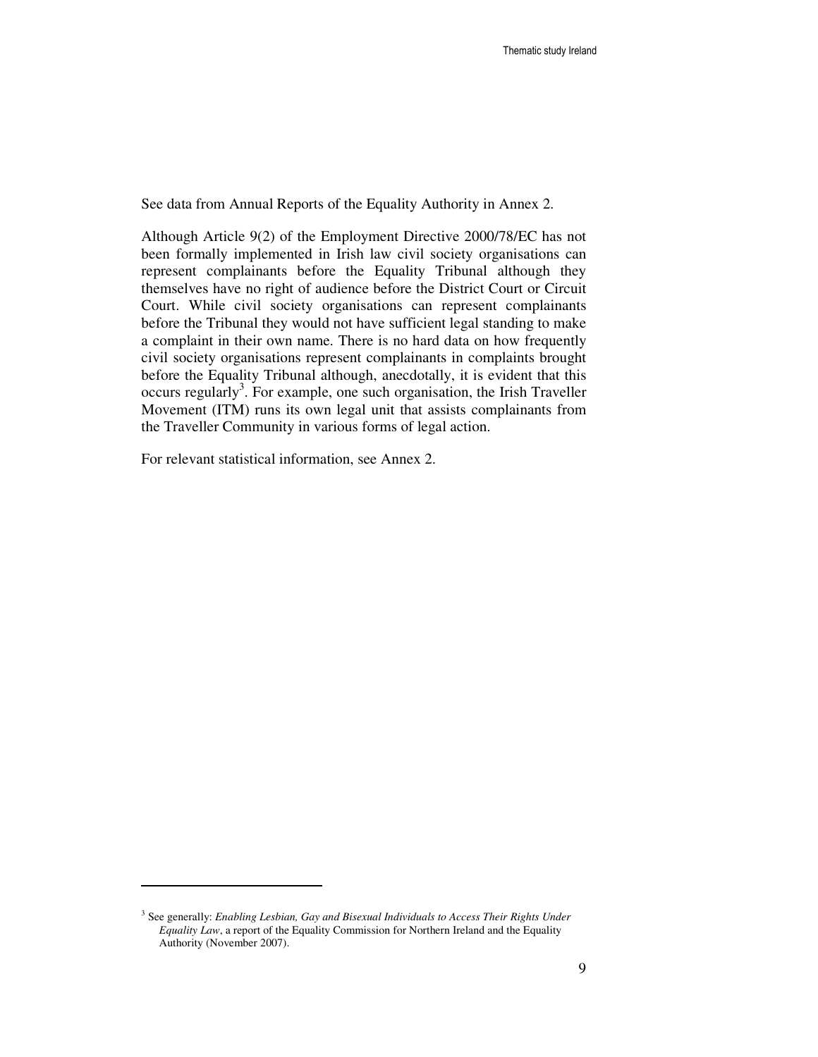See data from Annual Reports of the Equality Authority in Annex 2.

Although Article 9(2) of the Employment Directive 2000/78/EC has not been formally implemented in Irish law civil society organisations can represent complainants before the Equality Tribunal although they themselves have no right of audience before the District Court or Circuit Court. While civil society organisations can represent complainants before the Tribunal they would not have sufficient legal standing to make a complaint in their own name. There is no hard data on how frequently civil society organisations represent complainants in complaints brought before the Equality Tribunal although, anecdotally, it is evident that this occurs regularly[3]. For example, one such organisation, the Irish Traveller Movement (ITM) runs its own legal unit that assists complainants from the Traveller Community in various forms of legal action.

For relevant statistical information, see Annex 2.

---

[3] See generally: *Enabling Lesbian, Gay and Bisexual Individuals to Access Their Rights Under Equality Law*, a report of the Equality Commission for Northern Ireland and the Equality Authority (November 2007).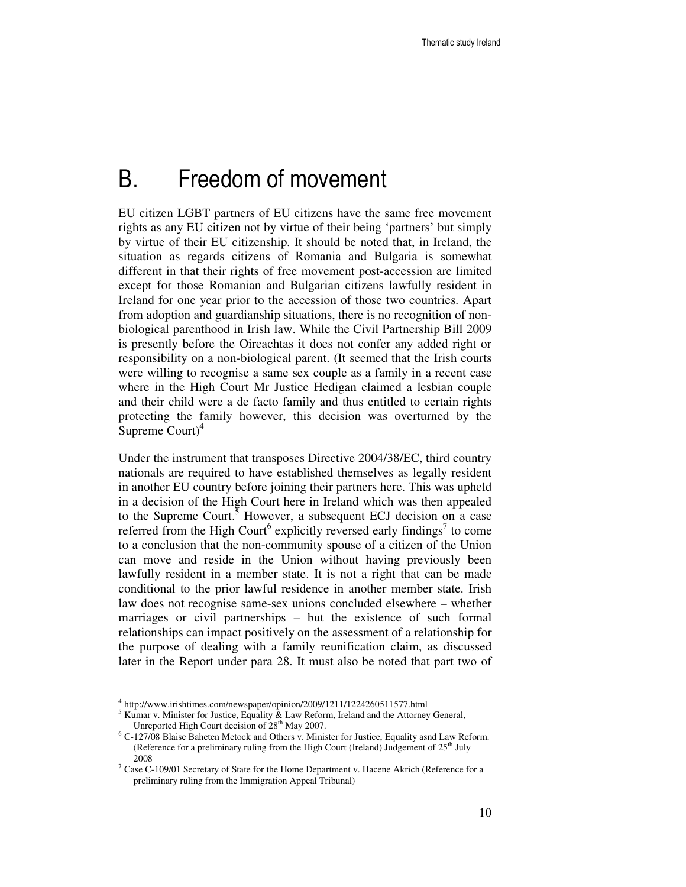# B. Freedom of movement

EU citizen LGBT partners of EU citizens have the same free movement rights as any EU citizen not by virtue of their being 'partners' but simply by virtue of their EU citizenship. It should be noted that, in Ireland, the situation as regards citizens of Romania and Bulgaria is somewhat different in that their rights of free movement post-accession are limited except for those Romanian and Bulgarian citizens lawfully resident in Ireland for one year prior to the accession of those two countries. Apart from adoption and guardianship situations, there is no recognition of non-biological parenthood in Irish law. While the Civil Partnership Bill 2009 is presently before the Oireachtas it does not confer any added right or responsibility on a non-biological parent. (It seemed that the Irish courts were willing to recognise a same sex couple as a family in a recent case where in the High Court Mr Justice Hedigan claimed a lesbian couple and their child were a de facto family and thus entitled to certain rights protecting the family however, this decision was overturned by the Supreme Court)[4]

Under the instrument that transposes Directive 2004/38/EC, third country nationals are required to have established themselves as legally resident in another EU country before joining their partners here. This was upheld in a decision of the High Court here in Ireland which was then appealed to the Supreme Court.[5] However, a subsequent ECJ decision on a case referred from the High Court[6] explicitly reversed early findings[7] to come to a conclusion that the non-community spouse of a citizen of the Union can move and reside in the Union without having previously been lawfully resident in a member state. It is not a right that can be made conditional to the prior lawful residence in another member state. Irish law does not recognise same-sex unions concluded elsewhere – whether marriages or civil partnerships – but the existence of such formal relationships can impact positively on the assessment of a relationship for the purpose of dealing with a family reunification claim, as discussed later in the Report under para 28. It must also be noted that part two of

---

[4] http://www.irishtimes.com/newspaper/opinion/2009/1211/1224260511577.html

[5] Kumar v. Minister for Justice, Equality & Law Reform, Ireland and the Attorney General, Unreported High Court decision of 28th May 2007.

[6] C-127/08 Blaise Baheten Metock and Others v. Minister for Justice, Equality asnd Law Reform. (Reference for a preliminary ruling from the High Court (Ireland) Judgement of 25th July 2008

[7] Case C-109/01 Secretary of State for the Home Department v. Hacene Akrich (Reference for a preliminary ruling from the Immigration Appeal Tribunal)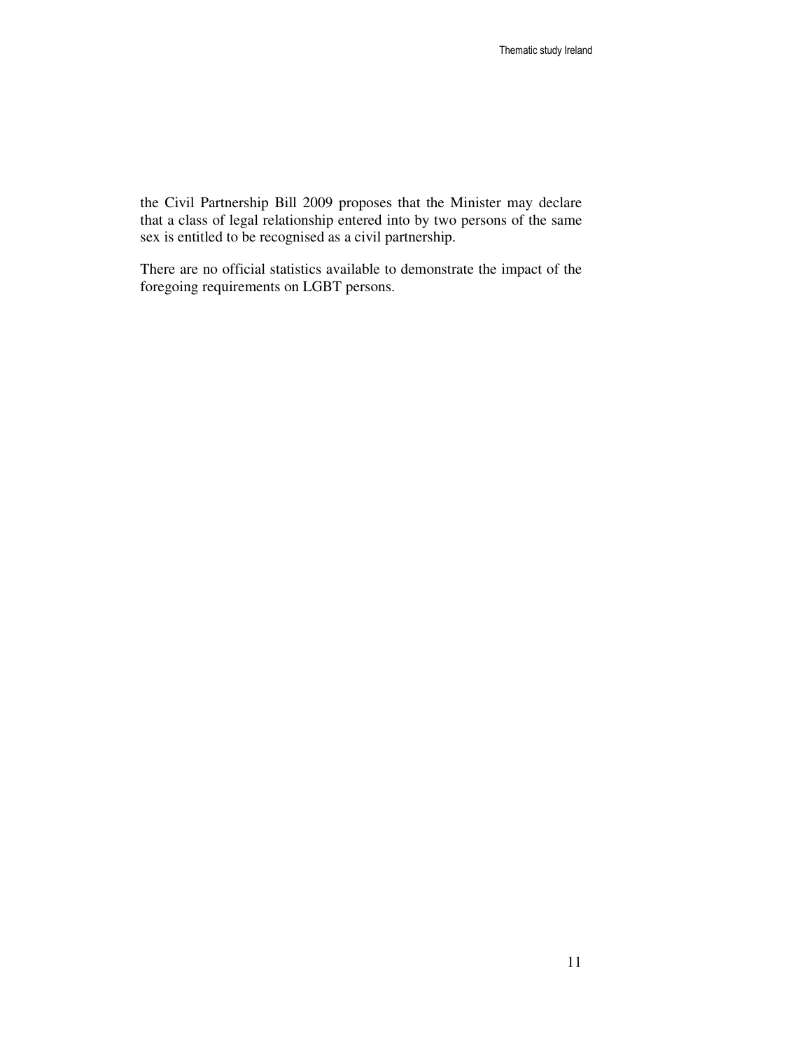the Civil Partnership Bill 2009 proposes that the Minister may declare that a class of legal relationship entered into by two persons of the same sex is entitled to be recognised as a civil partnership.

There are no official statistics available to demonstrate the impact of the foregoing requirements on LGBT persons.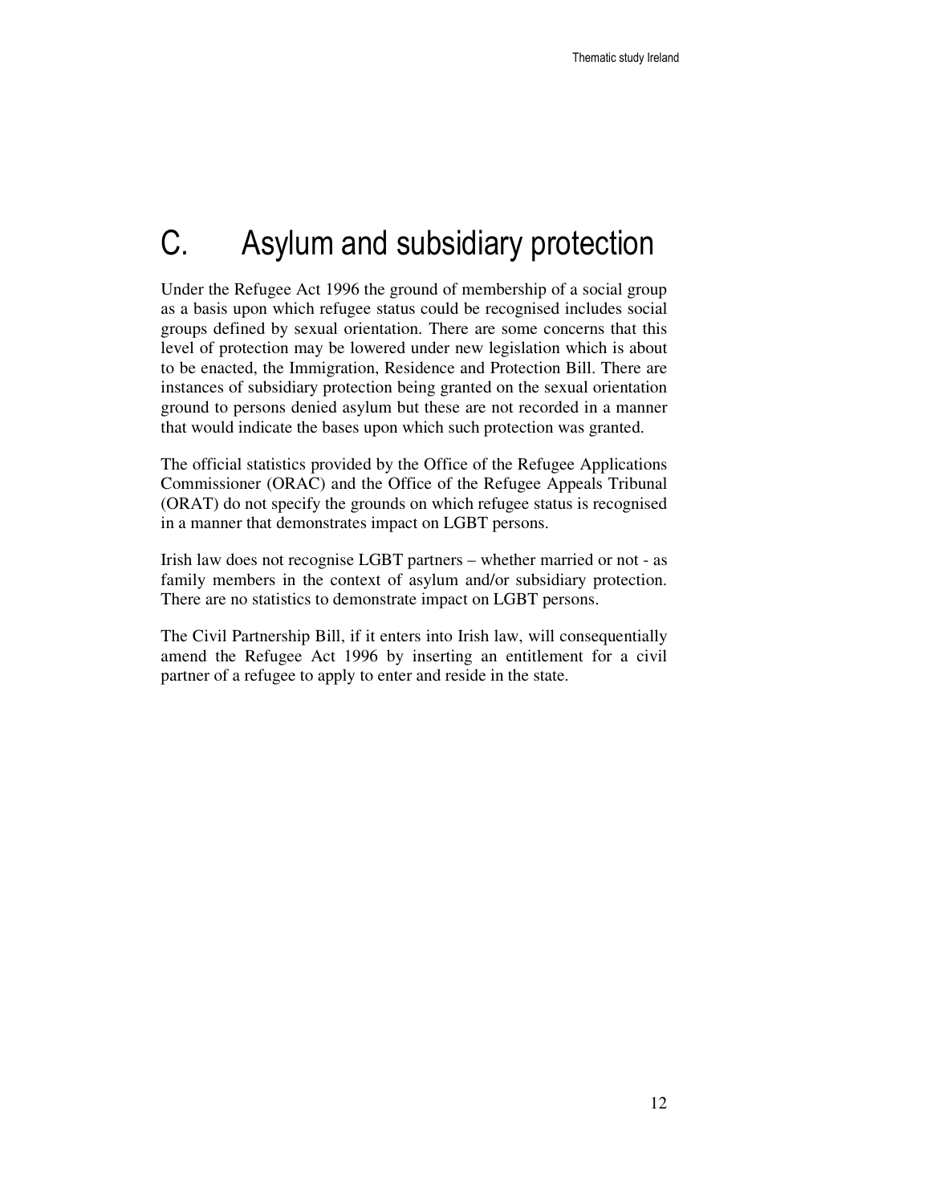# C. Asylum and subsidiary protection

Under the Refugee Act 1996 the ground of membership of a social group as a basis upon which refugee status could be recognised includes social groups defined by sexual orientation. There are some concerns that this level of protection may be lowered under new legislation which is about to be enacted, the Immigration, Residence and Protection Bill. There are instances of subsidiary protection being granted on the sexual orientation ground to persons denied asylum but these are not recorded in a manner that would indicate the bases upon which such protection was granted.

The official statistics provided by the Office of the Refugee Applications Commissioner (ORAC) and the Office of the Refugee Appeals Tribunal (ORAT) do not specify the grounds on which refugee status is recognised in a manner that demonstrates impact on LGBT persons.

Irish law does not recognise LGBT partners – whether married or not - as family members in the context of asylum and/or subsidiary protection. There are no statistics to demonstrate impact on LGBT persons.

The Civil Partnership Bill, if it enters into Irish law, will consequentially amend the Refugee Act 1996 by inserting an entitlement for a civil partner of a refugee to apply to enter and reside in the state.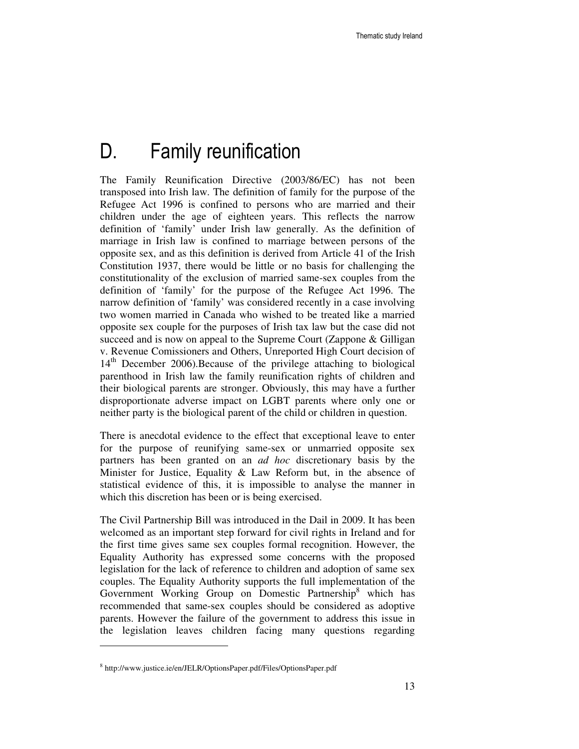# D. Family reunification

The Family Reunification Directive (2003/86/EC) has not been transposed into Irish law. The definition of family for the purpose of the Refugee Act 1996 is confined to persons who are married and their children under the age of eighteen years. This reflects the narrow definition of 'family' under Irish law generally. As the definition of marriage in Irish law is confined to marriage between persons of the opposite sex, and as this definition is derived from Article 41 of the Irish Constitution 1937, there would be little or no basis for challenging the constitutionality of the exclusion of married same-sex couples from the definition of 'family' for the purpose of the Refugee Act 1996. The narrow definition of 'family' was considered recently in a case involving two women married in Canada who wished to be treated like a married opposite sex couple for the purposes of Irish tax law but the case did not succeed and is now on appeal to the Supreme Court (Zappone & Gilligan v. Revenue Comissioners and Others, Unreported High Court decision of 14th December 2006).Because of the privilege attaching to biological parenthood in Irish law the family reunification rights of children and their biological parents are stronger. Obviously, this may have a further disproportionate adverse impact on LGBT parents where only one or neither party is the biological parent of the child or children in question.

There is anecdotal evidence to the effect that exceptional leave to enter for the purpose of reunifying same-sex or unmarried opposite sex partners has been granted on an *ad hoc* discretionary basis by the Minister for Justice, Equality & Law Reform but, in the absence of statistical evidence of this, it is impossible to analyse the manner in which this discretion has been or is being exercised.

The Civil Partnership Bill was introduced in the Dail in 2009. It has been welcomed as an important step forward for civil rights in Ireland and for the first time gives same sex couples formal recognition. However, the Equality Authority has expressed some concerns with the proposed legislation for the lack of reference to children and adoption of same sex couples. The Equality Authority supports the full implementation of the Government Working Group on Domestic Partnership[8] which has recommended that same-sex couples should be considered as adoptive parents. However the failure of the government to address this issue in the legislation leaves children facing many questions regarding

[8] http://www.justice.ie/en/JELR/OptionsPaper.pdf/Files/OptionsPaper.pdf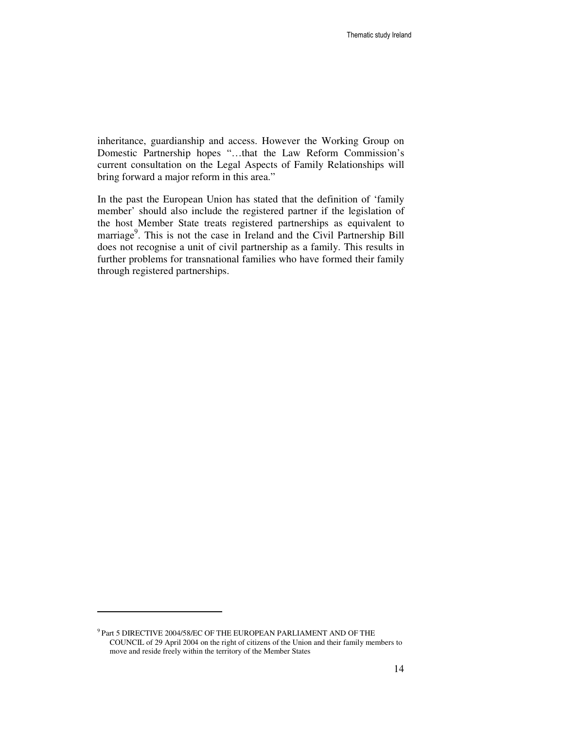inheritance, guardianship and access. However the Working Group on Domestic Partnership hopes "…that the Law Reform Commission's current consultation on the Legal Aspects of Family Relationships will bring forward a major reform in this area."

In the past the European Union has stated that the definition of 'family member' should also include the registered partner if the legislation of the host Member State treats registered partnerships as equivalent to marriage[9]. This is not the case in Ireland and the Civil Partnership Bill does not recognise a unit of civil partnership as a family. This results in further problems for transnational families who have formed their family through registered partnerships.

---

[9] Part 5 DIRECTIVE 2004/58/EC OF THE EUROPEAN PARLIAMENT AND OF THE COUNCIL of 29 April 2004 on the right of citizens of the Union and their family members to move and reside freely within the territory of the Member States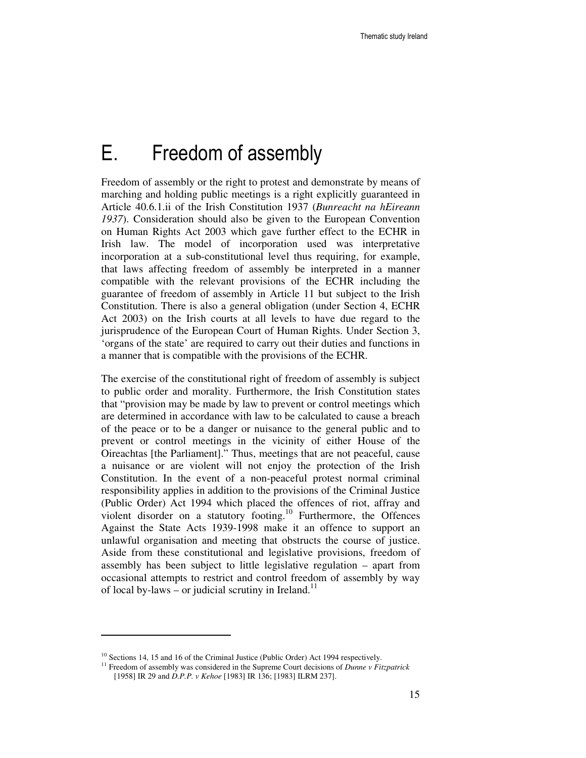# E. Freedom of assembly

Freedom of assembly or the right to protest and demonstrate by means of marching and holding public meetings is a right explicitly guaranteed in Article 40.6.1.ii of the Irish Constitution 1937 (*Bunreacht na hEireann 1937*). Consideration should also be given to the European Convention on Human Rights Act 2003 which gave further effect to the ECHR in Irish law. The model of incorporation used was interpretative incorporation at a sub-constitutional level thus requiring, for example, that laws affecting freedom of assembly be interpreted in a manner compatible with the relevant provisions of the ECHR including the guarantee of freedom of assembly in Article 11 but subject to the Irish Constitution. There is also a general obligation (under Section 4, ECHR Act 2003) on the Irish courts at all levels to have due regard to the jurisprudence of the European Court of Human Rights. Under Section 3, 'organs of the state' are required to carry out their duties and functions in a manner that is compatible with the provisions of the ECHR.

The exercise of the constitutional right of freedom of assembly is subject to public order and morality. Furthermore, the Irish Constitution states that "provision may be made by law to prevent or control meetings which are determined in accordance with law to be calculated to cause a breach of the peace or to be a danger or nuisance to the general public and to prevent or control meetings in the vicinity of either House of the Oireachtas [the Parliament]." Thus, meetings that are not peaceful, cause a nuisance or are violent will not enjoy the protection of the Irish Constitution. In the event of a non-peaceful protest normal criminal responsibility applies in addition to the provisions of the Criminal Justice (Public Order) Act 1994 which placed the offences of riot, affray and violent disorder on a statutory footing.[10] Furthermore, the Offences Against the State Acts 1939-1998 make it an offence to support an unlawful organisation and meeting that obstructs the course of justice. Aside from these constitutional and legislative provisions, freedom of assembly has been subject to little legislative regulation – apart from occasional attempts to restrict and control freedom of assembly by way of local by-laws – or judicial scrutiny in Ireland.[11]

---

[10] Sections 14, 15 and 16 of the Criminal Justice (Public Order) Act 1994 respectively.

[11] Freedom of assembly was considered in the Supreme Court decisions of *Dunne v Fitzpatrick* [1958] IR 29 and *D.P.P. v Kehoe* [1983] IR 136; [1983] ILRM 237].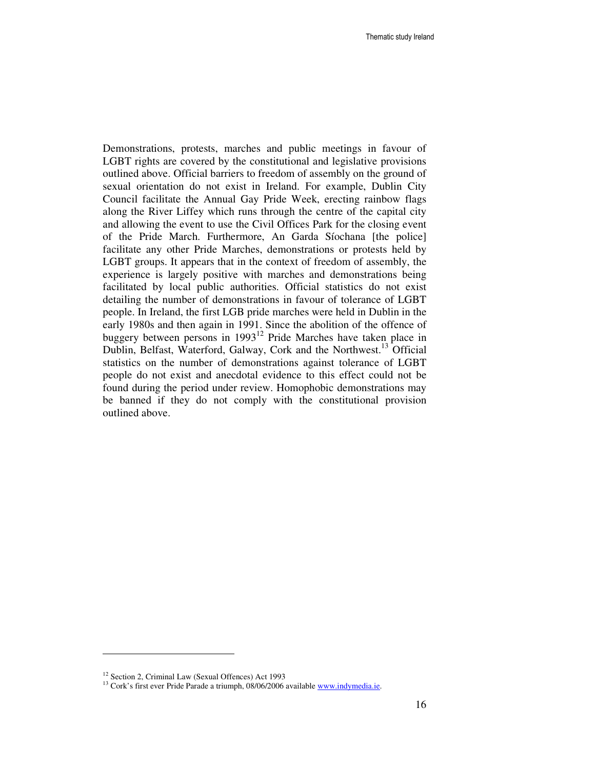Demonstrations, protests, marches and public meetings in favour of LGBT rights are covered by the constitutional and legislative provisions outlined above. Official barriers to freedom of assembly on the ground of sexual orientation do not exist in Ireland. For example, Dublin City Council facilitate the Annual Gay Pride Week, erecting rainbow flags along the River Liffey which runs through the centre of the capital city and allowing the event to use the Civil Offices Park for the closing event of the Pride March. Furthermore, An Garda Síochana [the police] facilitate any other Pride Marches, demonstrations or protests held by LGBT groups. It appears that in the context of freedom of assembly, the experience is largely positive with marches and demonstrations being facilitated by local public authorities. Official statistics do not exist detailing the number of demonstrations in favour of tolerance of LGBT people. In Ireland, the first LGB pride marches were held in Dublin in the early 1980s and then again in 1991. Since the abolition of the offence of buggery between persons in 1993[12] Pride Marches have taken place in Dublin, Belfast, Waterford, Galway, Cork and the Northwest.[13] Official statistics on the number of demonstrations against tolerance of LGBT people do not exist and anecdotal evidence to this effect could not be found during the period under review. Homophobic demonstrations may be banned if they do not comply with the constitutional provision outlined above.

---

[12] Section 2, Criminal Law (Sexual Offences) Act 1993

[13] Cork's first ever Pride Parade a triumph, 08/06/2006 available www.indymedia.ie.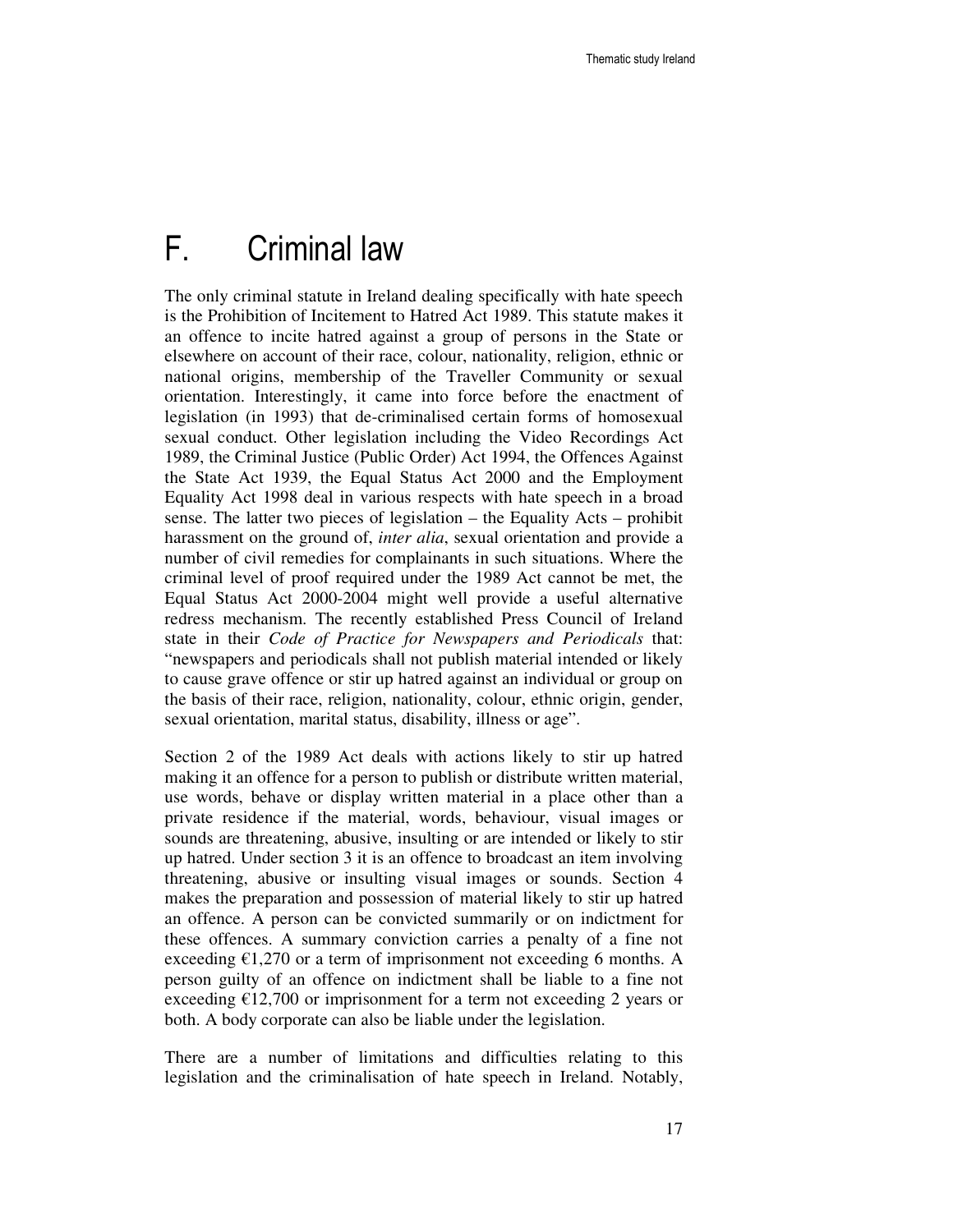# F. Criminal law

The only criminal statute in Ireland dealing specifically with hate speech is the Prohibition of Incitement to Hatred Act 1989. This statute makes it an offence to incite hatred against a group of persons in the State or elsewhere on account of their race, colour, nationality, religion, ethnic or national origins, membership of the Traveller Community or sexual orientation. Interestingly, it came into force before the enactment of legislation (in 1993) that de-criminalised certain forms of homosexual sexual conduct. Other legislation including the Video Recordings Act 1989, the Criminal Justice (Public Order) Act 1994, the Offences Against the State Act 1939, the Equal Status Act 2000 and the Employment Equality Act 1998 deal in various respects with hate speech in a broad sense. The latter two pieces of legislation – the Equality Acts – prohibit harassment on the ground of, *inter alia*, sexual orientation and provide a number of civil remedies for complainants in such situations. Where the criminal level of proof required under the 1989 Act cannot be met, the Equal Status Act 2000-2004 might well provide a useful alternative redress mechanism. The recently established Press Council of Ireland state in their *Code of Practice for Newspapers and Periodicals* that: "newspapers and periodicals shall not publish material intended or likely to cause grave offence or stir up hatred against an individual or group on the basis of their race, religion, nationality, colour, ethnic origin, gender, sexual orientation, marital status, disability, illness or age".

Section 2 of the 1989 Act deals with actions likely to stir up hatred making it an offence for a person to publish or distribute written material, use words, behave or display written material in a place other than a private residence if the material, words, behaviour, visual images or sounds are threatening, abusive, insulting or are intended or likely to stir up hatred. Under section 3 it is an offence to broadcast an item involving threatening, abusive or insulting visual images or sounds. Section 4 makes the preparation and possession of material likely to stir up hatred an offence. A person can be convicted summarily or on indictment for these offences. A summary conviction carries a penalty of a fine not exceeding €1,270 or a term of imprisonment not exceeding 6 months. A person guilty of an offence on indictment shall be liable to a fine not exceeding €12,700 or imprisonment for a term not exceeding 2 years or both. A body corporate can also be liable under the legislation.

There are a number of limitations and difficulties relating to this legislation and the criminalisation of hate speech in Ireland. Notably,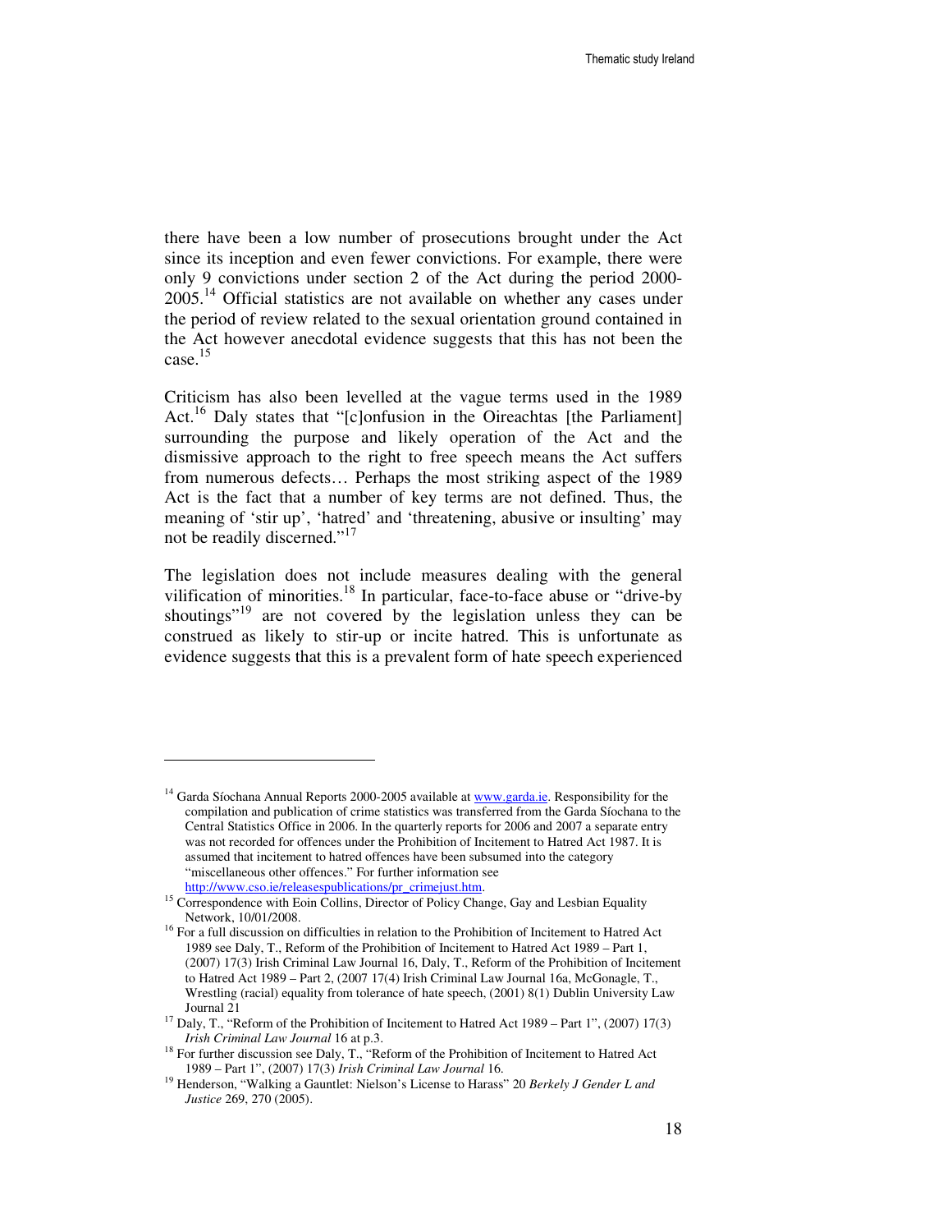there have been a low number of prosecutions brought under the Act since its inception and even fewer convictions. For example, there were only 9 convictions under section 2 of the Act during the period 2000-2005.[14] Official statistics are not available on whether any cases under the period of review related to the sexual orientation ground contained in the Act however anecdotal evidence suggests that this has not been the case.[15]

Criticism has also been levelled at the vague terms used in the 1989 Act.[16] Daly states that "[c]onfusion in the Oireachtas [the Parliament] surrounding the purpose and likely operation of the Act and the dismissive approach to the right to free speech means the Act suffers from numerous defects… Perhaps the most striking aspect of the 1989 Act is the fact that a number of key terms are not defined. Thus, the meaning of 'stir up', 'hatred' and 'threatening, abusive or insulting' may not be readily discerned."[17]

The legislation does not include measures dealing with the general vilification of minorities.[18] In particular, face-to-face abuse or "drive-by shoutings"[19] are not covered by the legislation unless they can be construed as likely to stir-up or incite hatred. This is unfortunate as evidence suggests that this is a prevalent form of hate speech experienced

---

[14] Garda Síochana Annual Reports 2000-2005 available at www.garda.ie. Responsibility for the compilation and publication of crime statistics was transferred from the Garda Síochana to the Central Statistics Office in 2006. In the quarterly reports for 2006 and 2007 a separate entry was not recorded for offences under the Prohibition of Incitement to Hatred Act 1987. It is assumed that incitement to hatred offences have been subsumed into the category "miscellaneous other offences." For further information see http://www.cso.ie/releasespublications/pr_crimejust.htm.

[15] Correspondence with Eoin Collins, Director of Policy Change, Gay and Lesbian Equality Network, 10/01/2008.

[16] For a full discussion on difficulties in relation to the Prohibition of Incitement to Hatred Act 1989 see Daly, T., Reform of the Prohibition of Incitement to Hatred Act 1989 – Part 1, (2007) 17(3) Irish Criminal Law Journal 16, Daly, T., Reform of the Prohibition of Incitement to Hatred Act 1989 – Part 2, (2007 17(4) Irish Criminal Law Journal 16a, McGonagle, T., Wrestling (racial) equality from tolerance of hate speech, (2001) 8(1) Dublin University Law Journal 21

[17] Daly, T., "Reform of the Prohibition of Incitement to Hatred Act 1989 – Part 1", (2007) 17(3) *Irish Criminal Law Journal* 16 at p.3.

[18] For further discussion see Daly, T., "Reform of the Prohibition of Incitement to Hatred Act 1989 – Part 1", (2007) 17(3) *Irish Criminal Law Journal* 16.

[19] Henderson, "Walking a Gauntlet: Nielson's License to Harass" 20 *Berkely J Gender L and Justice* 269, 270 (2005).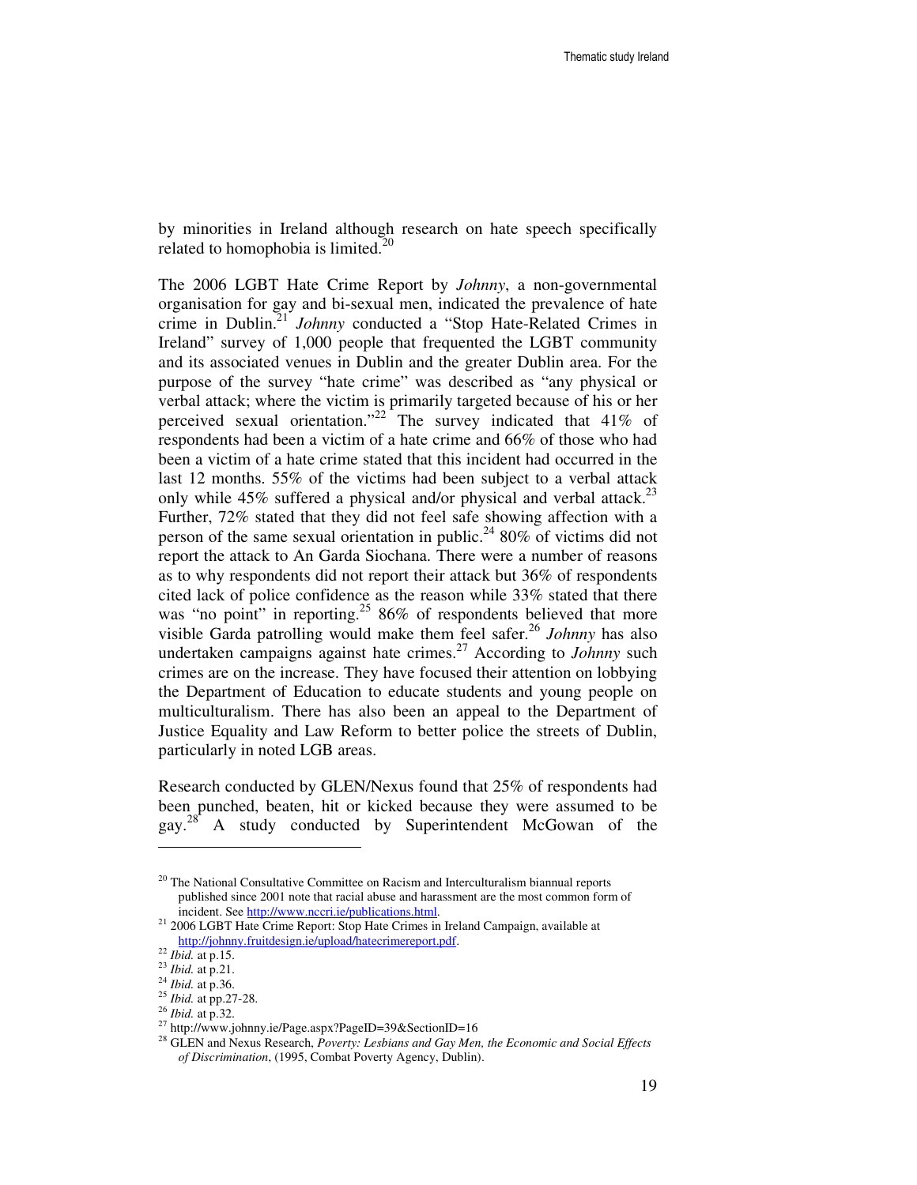by minorities in Ireland although research on hate speech specifically related to homophobia is limited.[20]

The 2006 LGBT Hate Crime Report by *Johnny*, a non-governmental organisation for gay and bi-sexual men, indicated the prevalence of hate crime in Dublin.[21] *Johnny* conducted a "Stop Hate-Related Crimes in Ireland" survey of 1,000 people that frequented the LGBT community and its associated venues in Dublin and the greater Dublin area. For the purpose of the survey "hate crime" was described as "any physical or verbal attack; where the victim is primarily targeted because of his or her perceived sexual orientation."[22] The survey indicated that 41% of respondents had been a victim of a hate crime and 66% of those who had been a victim of a hate crime stated that this incident had occurred in the last 12 months. 55% of the victims had been subject to a verbal attack only while 45% suffered a physical and/or physical and verbal attack.[23] Further, 72% stated that they did not feel safe showing affection with a person of the same sexual orientation in public.[24] 80% of victims did not report the attack to An Garda Siochana. There were a number of reasons as to why respondents did not report their attack but 36% of respondents cited lack of police confidence as the reason while 33% stated that there was "no point" in reporting.[25] 86% of respondents believed that more visible Garda patrolling would make them feel safer.[26] *Johnny* has also undertaken campaigns against hate crimes.[27] According to *Johnny* such crimes are on the increase. They have focused their attention on lobbying the Department of Education to educate students and young people on multiculturalism. There has also been an appeal to the Department of Justice Equality and Law Reform to better police the streets of Dublin, particularly in noted LGB areas.

Research conducted by GLEN/Nexus found that 25% of respondents had been punched, beaten, hit or kicked because they were assumed to be gay.[28] A study conducted by Superintendent McGowan of the

---

[20] The National Consultative Committee on Racism and Interculturalism biannual reports published since 2001 note that racial abuse and harassment are the most common form of incident. See http://www.nccri.ie/publications.html.

[21] 2006 LGBT Hate Crime Report: Stop Hate Crimes in Ireland Campaign, available at http://johnny.fruitdesign.ie/upload/hatecrimereport.pdf.

[22] *Ibid.* at p.15.

[23] *Ibid.* at p.21.

[24] *Ibid.* at p.36.

[25] *Ibid.* at pp.27-28.

[26] *Ibid.* at p.32.

[27] http://www.johnny.ie/Page.aspx?PageID=39&SectionID=16

[28] GLEN and Nexus Research, *Poverty: Lesbians and Gay Men, the Economic and Social Effects of Discrimination*, (1995, Combat Poverty Agency, Dublin).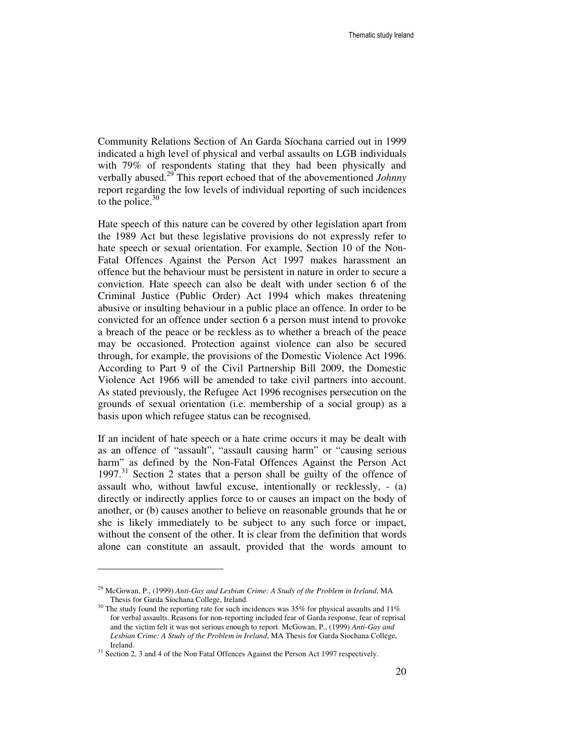Community Relations Section of An Garda Síochana carried out in 1999 indicated a high level of physical and verbal assaults on LGB individuals with 79% of respondents stating that they had been physically and verbally abused.[29] This report echoed that of the abovementioned *Johnny* report regarding the low levels of individual reporting of such incidences to the police.[30]

Hate speech of this nature can be covered by other legislation apart from the 1989 Act but these legislative provisions do not expressly refer to hate speech or sexual orientation. For example, Section 10 of the Non-Fatal Offences Against the Person Act 1997 makes harassment an offence but the behaviour must be persistent in nature in order to secure a conviction. Hate speech can also be dealt with under section 6 of the Criminal Justice (Public Order) Act 1994 which makes threatening abusive or insulting behaviour in a public place an offence. In order to be convicted for an offence under section 6 a person must intend to provoke a breach of the peace or be reckless as to whether a breach of the peace may be occasioned. Protection against violence can also be secured through, for example, the provisions of the Domestic Violence Act 1996. According to Part 9 of the Civil Partnership Bill 2009, the Domestic Violence Act 1966 will be amended to take civil partners into account. As stated previously, the Refugee Act 1996 recognises persecution on the grounds of sexual orientation (i.e. membership of a social group) as a basis upon which refugee status can be recognised.

If an incident of hate speech or a hate crime occurs it may be dealt with as an offence of "assault", "assault causing harm" or "causing serious harm" as defined by the Non-Fatal Offences Against the Person Act 1997.[31] Section 2 states that a person shall be guilty of the offence of assault who, without lawful excuse, intentionally or recklessly, - (a) directly or indirectly applies force to or causes an impact on the body of another, or (b) causes another to believe on reasonable grounds that he or she is likely immediately to be subject to any such force or impact, without the consent of the other. It is clear from the definition that words alone can constitute an assault, provided that the words amount to

---

[29] McGowan, P., (1999) *Anti-Gay and Lesbian Crime: A Study of the Problem in Ireland*, MA Thesis for Garda Síochana College, Ireland.

[30] The study found the reporting rate for such incidences was 35% for physical assaults and 11% for verbal assaults. Reasons for non-reporting included fear of Garda response, fear of reprisal and the victim felt it was not serious enough to report. McGowan, P., (1999) *Anti-Gay and Lesbian Crime: A Study of the Problem in Ireland*, MA Thesis for Garda Siochana College, Ireland.

[31] Section 2, 3 and 4 of the Non Fatal Offences Against the Person Act 1997 respectively.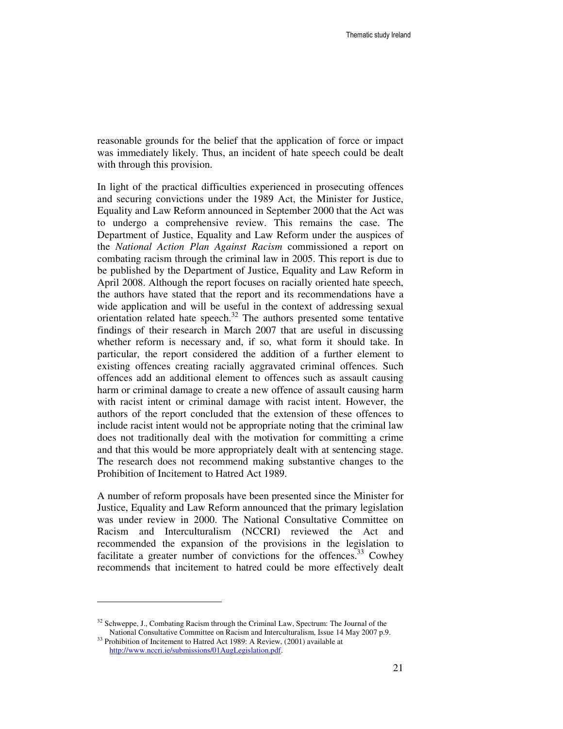reasonable grounds for the belief that the application of force or impact was immediately likely. Thus, an incident of hate speech could be dealt with through this provision.

In light of the practical difficulties experienced in prosecuting offences and securing convictions under the 1989 Act, the Minister for Justice, Equality and Law Reform announced in September 2000 that the Act was to undergo a comprehensive review. This remains the case. The Department of Justice, Equality and Law Reform under the auspices of the *National Action Plan Against Racism* commissioned a report on combating racism through the criminal law in 2005. This report is due to be published by the Department of Justice, Equality and Law Reform in April 2008. Although the report focuses on racially oriented hate speech, the authors have stated that the report and its recommendations have a wide application and will be useful in the context of addressing sexual orientation related hate speech.[32] The authors presented some tentative findings of their research in March 2007 that are useful in discussing whether reform is necessary and, if so, what form it should take. In particular, the report considered the addition of a further element to existing offences creating racially aggravated criminal offences. Such offences add an additional element to offences such as assault causing harm or criminal damage to create a new offence of assault causing harm with racist intent or criminal damage with racist intent. However, the authors of the report concluded that the extension of these offences to include racist intent would not be appropriate noting that the criminal law does not traditionally deal with the motivation for committing a crime and that this would be more appropriately dealt with at sentencing stage. The research does not recommend making substantive changes to the Prohibition of Incitement to Hatred Act 1989.

A number of reform proposals have been presented since the Minister for Justice, Equality and Law Reform announced that the primary legislation was under review in 2000. The National Consultative Committee on Racism and Interculturalism (NCCRI) reviewed the Act and recommended the expansion of the provisions in the legislation to facilitate a greater number of convictions for the offences.[33] Cowhey recommends that incitement to hatred could be more effectively dealt

---

[32] Schweppe, J., Combating Racism through the Criminal Law, Spectrum: The Journal of the National Consultative Committee on Racism and Interculturalism, Issue 14 May 2007 p.9.

[33] Prohibition of Incitement to Hatred Act 1989: A Review, (2001) available at http://www.nccri.ie/submissions/01AugLegislation.pdf.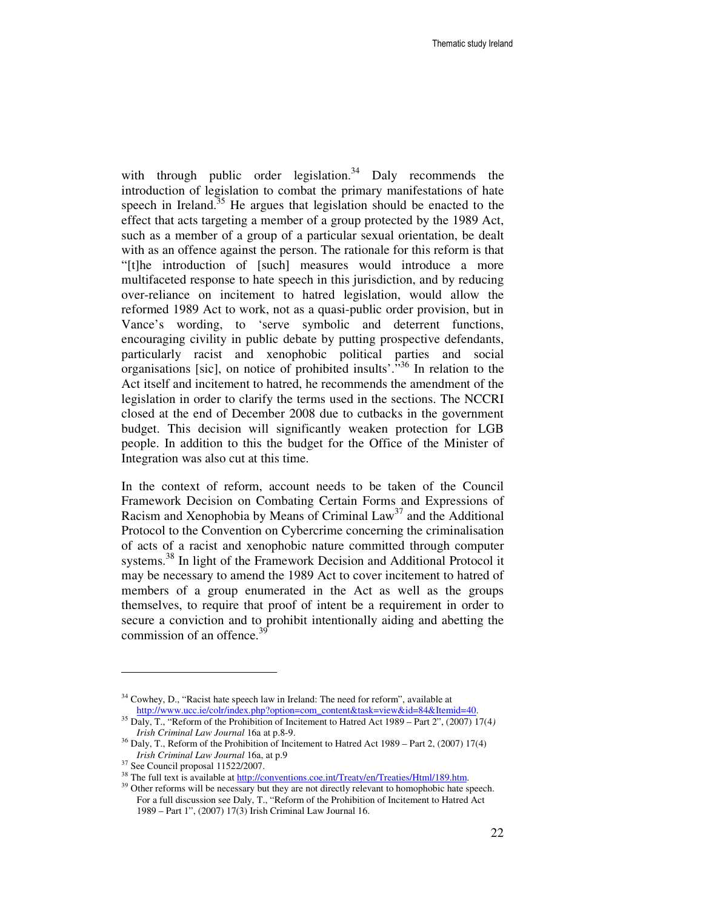with through public order legislation.[34] Daly recommends the introduction of legislation to combat the primary manifestations of hate speech in Ireland.[35] He argues that legislation should be enacted to the effect that acts targeting a member of a group protected by the 1989 Act, such as a member of a group of a particular sexual orientation, be dealt with as an offence against the person. The rationale for this reform is that "[t]he introduction of [such] measures would introduce a more multifaceted response to hate speech in this jurisdiction, and by reducing over-reliance on incitement to hatred legislation, would allow the reformed 1989 Act to work, not as a quasi-public order provision, but in Vance's wording, to 'serve symbolic and deterrent functions, encouraging civility in public debate by putting prospective defendants, particularly racist and xenophobic political parties and social organisations [sic], on notice of prohibited insults'."[36] In relation to the Act itself and incitement to hatred, he recommends the amendment of the legislation in order to clarify the terms used in the sections. The NCCRI closed at the end of December 2008 due to cutbacks in the government budget. This decision will significantly weaken protection for LGB people. In addition to this the budget for the Office of the Minister of Integration was also cut at this time.

In the context of reform, account needs to be taken of the Council Framework Decision on Combating Certain Forms and Expressions of Racism and Xenophobia by Means of Criminal Law[37] and the Additional Protocol to the Convention on Cybercrime concerning the criminalisation of acts of a racist and xenophobic nature committed through computer systems.[38] In light of the Framework Decision and Additional Protocol it may be necessary to amend the 1989 Act to cover incitement to hatred of members of a group enumerated in the Act as well as the groups themselves, to require that proof of intent be a requirement in order to secure a conviction and to prohibit intentionally aiding and abetting the commission of an offence.[39]

---

[34] Cowhey, D., "Racist hate speech law in Ireland: The need for reform", available at http://www.ucc.ie/colr/index.php?option=com_content&task=view&id=84&Itemid=40.

[35] Daly, T., "Reform of the Prohibition of Incitement to Hatred Act 1989 – Part 2", (2007) 17(4) *Irish Criminal Law Journal* 16a at p.8-9.

[36] Daly, T., Reform of the Prohibition of Incitement to Hatred Act 1989 – Part 2, (2007) 17(4) *Irish Criminal Law Journal* 16a, at p.9

[37] See Council proposal 11522/2007.

[38] The full text is available at http://conventions.coe.int/Treaty/en/Treaties/Html/189.htm.

[39] Other reforms will be necessary but they are not directly relevant to homophobic hate speech. For a full discussion see Daly, T., "Reform of the Prohibition of Incitement to Hatred Act 1989 – Part 1", (2007) 17(3) Irish Criminal Law Journal 16.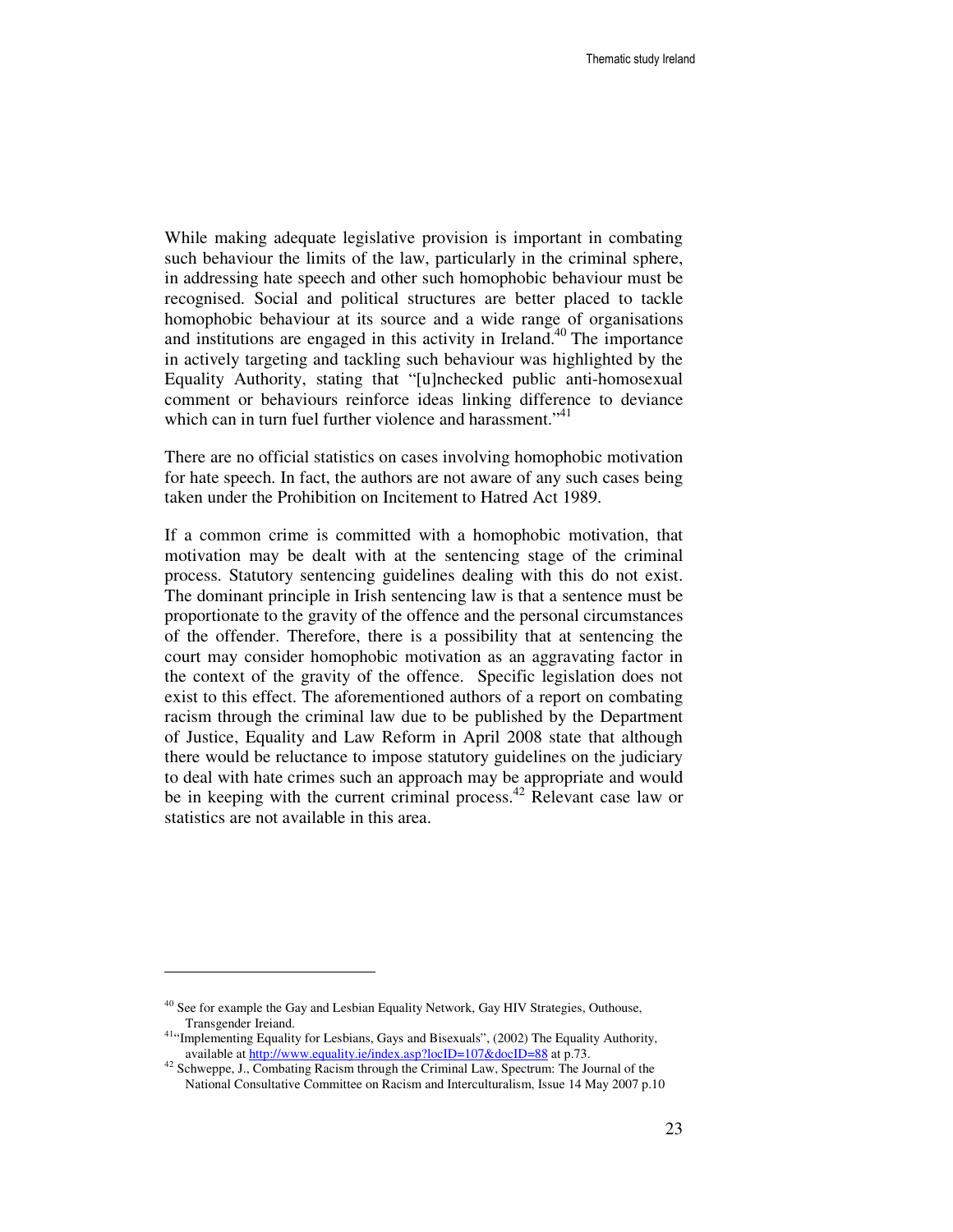While making adequate legislative provision is important in combating such behaviour the limits of the law, particularly in the criminal sphere, in addressing hate speech and other such homophobic behaviour must be recognised. Social and political structures are better placed to tackle homophobic behaviour at its source and a wide range of organisations and institutions are engaged in this activity in Ireland.[40] The importance in actively targeting and tackling such behaviour was highlighted by the Equality Authority, stating that "[u]nchecked public anti-homosexual comment or behaviours reinforce ideas linking difference to deviance which can in turn fuel further violence and harassment."[41]

There are no official statistics on cases involving homophobic motivation for hate speech. In fact, the authors are not aware of any such cases being taken under the Prohibition on Incitement to Hatred Act 1989.

If a common crime is committed with a homophobic motivation, that motivation may be dealt with at the sentencing stage of the criminal process. Statutory sentencing guidelines dealing with this do not exist. The dominant principle in Irish sentencing law is that a sentence must be proportionate to the gravity of the offence and the personal circumstances of the offender. Therefore, there is a possibility that at sentencing the court may consider homophobic motivation as an aggravating factor in the context of the gravity of the offence. Specific legislation does not exist to this effect. The aforementioned authors of a report on combating racism through the criminal law due to be published by the Department of Justice, Equality and Law Reform in April 2008 state that although there would be reluctance to impose statutory guidelines on the judiciary to deal with hate crimes such an approach may be appropriate and would be in keeping with the current criminal process.[42] Relevant case law or statistics are not available in this area.

---

[40] See for example the Gay and Lesbian Equality Network, Gay HIV Strategies, Outhouse, Transgender Ireiand.

[41] "Implementing Equality for Lesbians, Gays and Bisexuals", (2002) The Equality Authority, available at http://www.equality.ie/index.asp?locID=107&docID=88 at p.73.

[42] Schweppe, J., Combating Racism through the Criminal Law, Spectrum: The Journal of the National Consultative Committee on Racism and Interculturalism, Issue 14 May 2007 p.10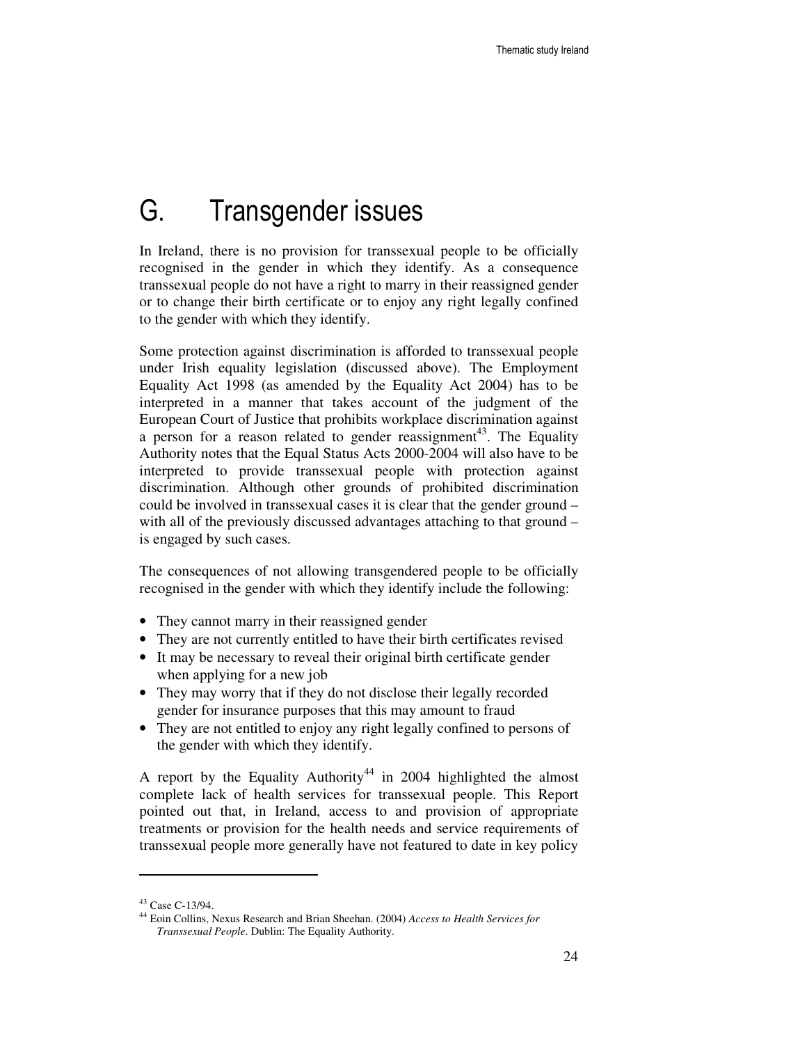# G. Transgender issues

In Ireland, there is no provision for transsexual people to be officially recognised in the gender in which they identify. As a consequence transsexual people do not have a right to marry in their reassigned gender or to change their birth certificate or to enjoy any right legally confined to the gender with which they identify.

Some protection against discrimination is afforded to transsexual people under Irish equality legislation (discussed above). The Employment Equality Act 1998 (as amended by the Equality Act 2004) has to be interpreted in a manner that takes account of the judgment of the European Court of Justice that prohibits workplace discrimination against a person for a reason related to gender reassignment[43]. The Equality Authority notes that the Equal Status Acts 2000-2004 will also have to be interpreted to provide transsexual people with protection against discrimination. Although other grounds of prohibited discrimination could be involved in transsexual cases it is clear that the gender ground – with all of the previously discussed advantages attaching to that ground – is engaged by such cases.

The consequences of not allowing transgendered people to be officially recognised in the gender with which they identify include the following:

- They cannot marry in their reassigned gender
- They are not currently entitled to have their birth certificates revised
- It may be necessary to reveal their original birth certificate gender when applying for a new job
- They may worry that if they do not disclose their legally recorded gender for insurance purposes that this may amount to fraud
- They are not entitled to enjoy any right legally confined to persons of the gender with which they identify.

A report by the Equality Authority[44] in 2004 highlighted the almost complete lack of health services for transsexual people. This Report pointed out that, in Ireland, access to and provision of appropriate treatments or provision for the health needs and service requirements of transsexual people more generally have not featured to date in key policy

---

[43] Case C-13/94.

[44] Eoin Collins, Nexus Research and Brian Sheehan. (2004) *Access to Health Services for Transsexual People*. Dublin: The Equality Authority.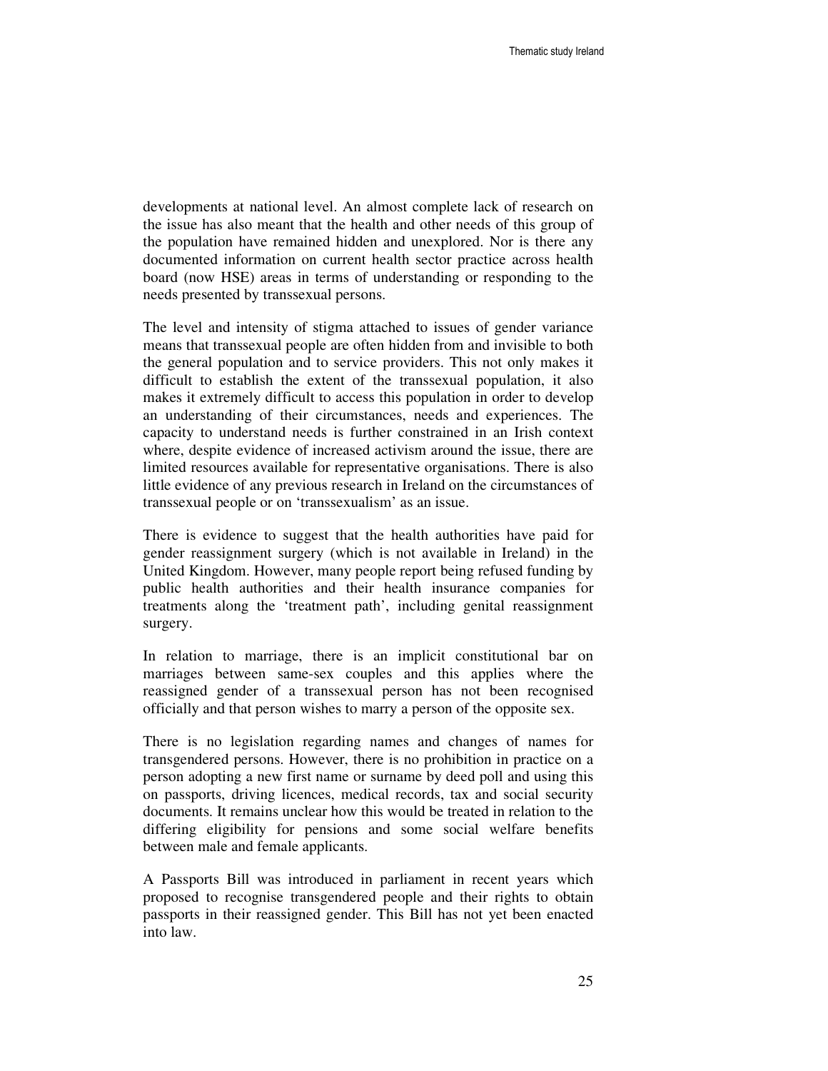developments at national level. An almost complete lack of research on the issue has also meant that the health and other needs of this group of the population have remained hidden and unexplored. Nor is there any documented information on current health sector practice across health board (now HSE) areas in terms of understanding or responding to the needs presented by transsexual persons.

The level and intensity of stigma attached to issues of gender variance means that transsexual people are often hidden from and invisible to both the general population and to service providers. This not only makes it difficult to establish the extent of the transsexual population, it also makes it extremely difficult to access this population in order to develop an understanding of their circumstances, needs and experiences. The capacity to understand needs is further constrained in an Irish context where, despite evidence of increased activism around the issue, there are limited resources available for representative organisations. There is also little evidence of any previous research in Ireland on the circumstances of transsexual people or on 'transsexualism' as an issue.

There is evidence to suggest that the health authorities have paid for gender reassignment surgery (which is not available in Ireland) in the United Kingdom. However, many people report being refused funding by public health authorities and their health insurance companies for treatments along the 'treatment path', including genital reassignment surgery.

In relation to marriage, there is an implicit constitutional bar on marriages between same-sex couples and this applies where the reassigned gender of a transsexual person has not been recognised officially and that person wishes to marry a person of the opposite sex.

There is no legislation regarding names and changes of names for transgendered persons. However, there is no prohibition in practice on a person adopting a new first name or surname by deed poll and using this on passports, driving licences, medical records, tax and social security documents. It remains unclear how this would be treated in relation to the differing eligibility for pensions and some social welfare benefits between male and female applicants.

A Passports Bill was introduced in parliament in recent years which proposed to recognise transgendered people and their rights to obtain passports in their reassigned gender. This Bill has not yet been enacted into law.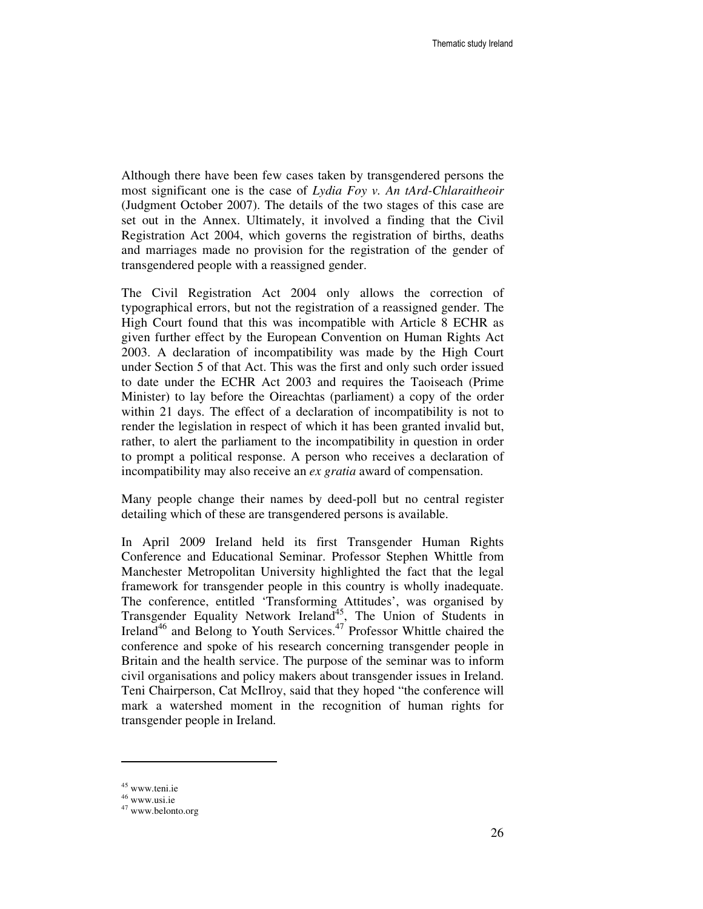Although there have been few cases taken by transgendered persons the most significant one is the case of *Lydia Foy v. An tArd-Chlaraitheoir* (Judgment October 2007). The details of the two stages of this case are set out in the Annex. Ultimately, it involved a finding that the Civil Registration Act 2004, which governs the registration of births, deaths and marriages made no provision for the registration of the gender of transgendered people with a reassigned gender.

The Civil Registration Act 2004 only allows the correction of typographical errors, but not the registration of a reassigned gender. The High Court found that this was incompatible with Article 8 ECHR as given further effect by the European Convention on Human Rights Act 2003. A declaration of incompatibility was made by the High Court under Section 5 of that Act. This was the first and only such order issued to date under the ECHR Act 2003 and requires the Taoiseach (Prime Minister) to lay before the Oireachtas (parliament) a copy of the order within 21 days. The effect of a declaration of incompatibility is not to render the legislation in respect of which it has been granted invalid but, rather, to alert the parliament to the incompatibility in question in order to prompt a political response. A person who receives a declaration of incompatibility may also receive an *ex gratia* award of compensation.

Many people change their names by deed-poll but no central register detailing which of these are transgendered persons is available.

In April 2009 Ireland held its first Transgender Human Rights Conference and Educational Seminar. Professor Stephen Whittle from Manchester Metropolitan University highlighted the fact that the legal framework for transgender people in this country is wholly inadequate. The conference, entitled 'Transforming Attitudes', was organised by Transgender Equality Network Ireland[45], The Union of Students in Ireland[46] and Belong to Youth Services.[47] Professor Whittle chaired the conference and spoke of his research concerning transgender people in Britain and the health service. The purpose of the seminar was to inform civil organisations and policy makers about transgender issues in Ireland. Teni Chairperson, Cat McIlroy, said that they hoped "the conference will mark a watershed moment in the recognition of human rights for transgender people in Ireland.

---

[45] www.teni.ie

[46] www.usi.ie

[47] www.belonto.org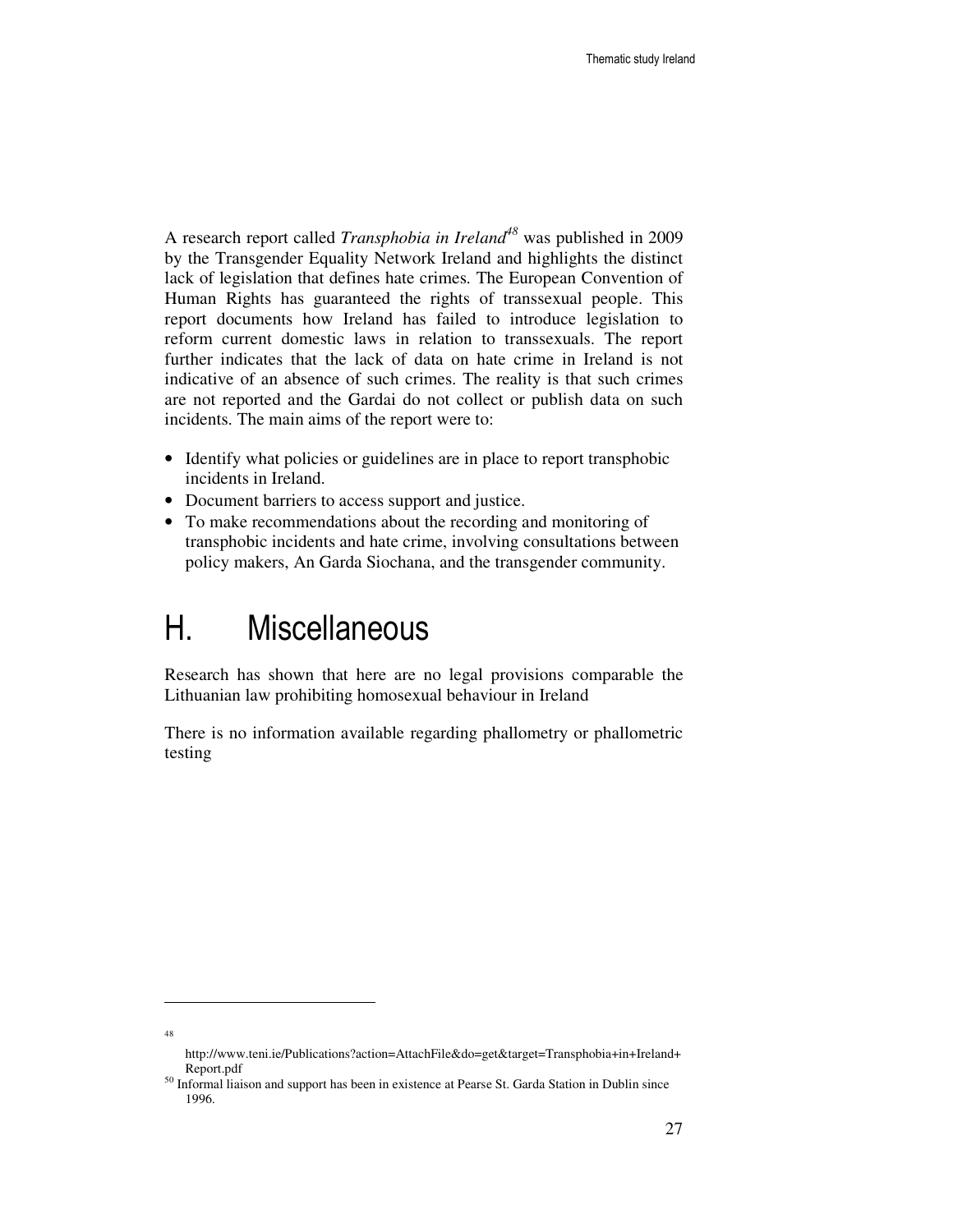A research report called *Transphobia in Ireland*[48] was published in 2009 by the Transgender Equality Network Ireland and highlights the distinct lack of legislation that defines hate crimes. The European Convention of Human Rights has guaranteed the rights of transsexual people. This report documents how Ireland has failed to introduce legislation to reform current domestic laws in relation to transsexuals. The report further indicates that the lack of data on hate crime in Ireland is not indicative of an absence of such crimes. The reality is that such crimes are not reported and the Gardai do not collect or publish data on such incidents. The main aims of the report were to:

- Identify what policies or guidelines are in place to report transphobic incidents in Ireland.
- Document barriers to access support and justice.
- To make recommendations about the recording and monitoring of transphobic incidents and hate crime, involving consultations between policy makers, An Garda Siochana, and the transgender community.

# H. Miscellaneous

Research has shown that here are no legal provisions comparable the Lithuanian law prohibiting homosexual behaviour in Ireland

There is no information available regarding phallometry or phallometric testing

---

48 http://www.teni.ie/Publications?action=AttachFile&do=get&target=Transphobia+in+Ireland+Report.pdf

50 Informal liaison and support has been in existence at Pearse St. Garda Station in Dublin since 1996.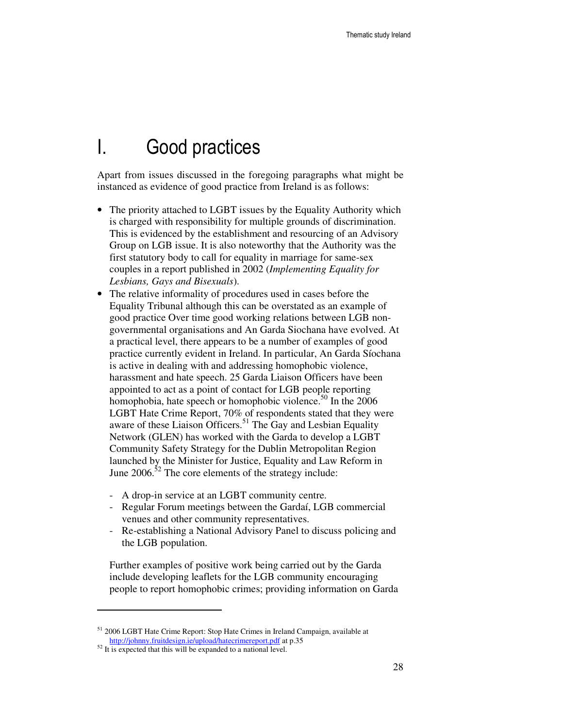# I. Good practices

Apart from issues discussed in the foregoing paragraphs what might be instanced as evidence of good practice from Ireland is as follows:

- The priority attached to LGBT issues by the Equality Authority which is charged with responsibility for multiple grounds of discrimination. This is evidenced by the establishment and resourcing of an Advisory Group on LGB issue. It is also noteworthy that the Authority was the first statutory body to call for equality in marriage for same-sex couples in a report published in 2002 (*Implementing Equality for Lesbians, Gays and Bisexuals*).
- The relative informality of procedures used in cases before the Equality Tribunal although this can be overstated as an example of good practice Over time good working relations between LGB non-governmental organisations and An Garda Siochana have evolved. At a practical level, there appears to be a number of examples of good practice currently evident in Ireland. In particular, An Garda Síochana is active in dealing with and addressing homophobic violence, harassment and hate speech. 25 Garda Liaison Officers have been appointed to act as a point of contact for LGB people reporting homophobia, hate speech or homophobic violence.[50] In the 2006 LGBT Hate Crime Report, 70% of respondents stated that they were aware of these Liaison Officers.[51] The Gay and Lesbian Equality Network (GLEN) has worked with the Garda to develop a LGBT Community Safety Strategy for the Dublin Metropolitan Region launched by the Minister for Justice, Equality and Law Reform in June 2006.[52] The core elements of the strategy include:

  - A drop-in service at an LGBT community centre.
  - Regular Forum meetings between the Gardaí, LGB commercial venues and other community representatives.
  - Re-establishing a National Advisory Panel to discuss policing and the LGB population.

  Further examples of positive work being carried out by the Garda include developing leaflets for the LGB community encouraging people to report homophobic crimes; providing information on Garda

---

[51] 2006 LGBT Hate Crime Report: Stop Hate Crimes in Ireland Campaign, available at http://johnny.fruitdesign.ie/upload/hatecrimereport.pdf at p.35

[52] It is expected that this will be expanded to a national level.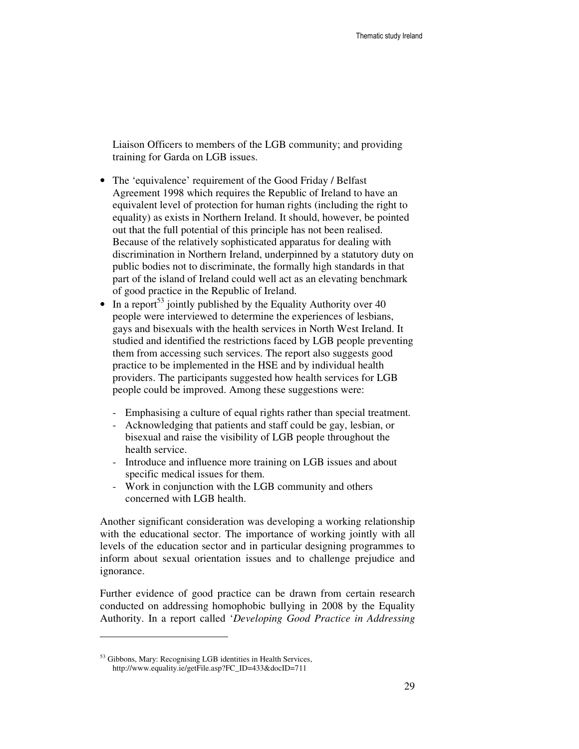Liaison Officers to members of the LGB community; and providing training for Garda on LGB issues.

- The 'equivalence' requirement of the Good Friday / Belfast Agreement 1998 which requires the Republic of Ireland to have an equivalent level of protection for human rights (including the right to equality) as exists in Northern Ireland. It should, however, be pointed out that the full potential of this principle has not been realised. Because of the relatively sophisticated apparatus for dealing with discrimination in Northern Ireland, underpinned by a statutory duty on public bodies not to discriminate, the formally high standards in that part of the island of Ireland could well act as an elevating benchmark of good practice in the Republic of Ireland.
- In a report[53] jointly published by the Equality Authority over 40 people were interviewed to determine the experiences of lesbians, gays and bisexuals with the health services in North West Ireland. It studied and identified the restrictions faced by LGB people preventing them from accessing such services. The report also suggests good practice to be implemented in the HSE and by individual health providers. The participants suggested how health services for LGB people could be improved. Among these suggestions were:

  - Emphasising a culture of equal rights rather than special treatment.
  - Acknowledging that patients and staff could be gay, lesbian, or bisexual and raise the visibility of LGB people throughout the health service.
  - Introduce and influence more training on LGB issues and about specific medical issues for them.
  - Work in conjunction with the LGB community and others concerned with LGB health.

Another significant consideration was developing a working relationship with the educational sector. The importance of working jointly with all levels of the education sector and in particular designing programmes to inform about sexual orientation issues and to challenge prejudice and ignorance.

Further evidence of good practice can be drawn from certain research conducted on addressing homophobic bullying in 2008 by the Equality Authority. In a report called '*Developing Good Practice in Addressing*

---

[53] Gibbons, Mary: Recognising LGB identities in Health Services, http://www.equality.ie/getFile.asp?FC_ID=433&docID=711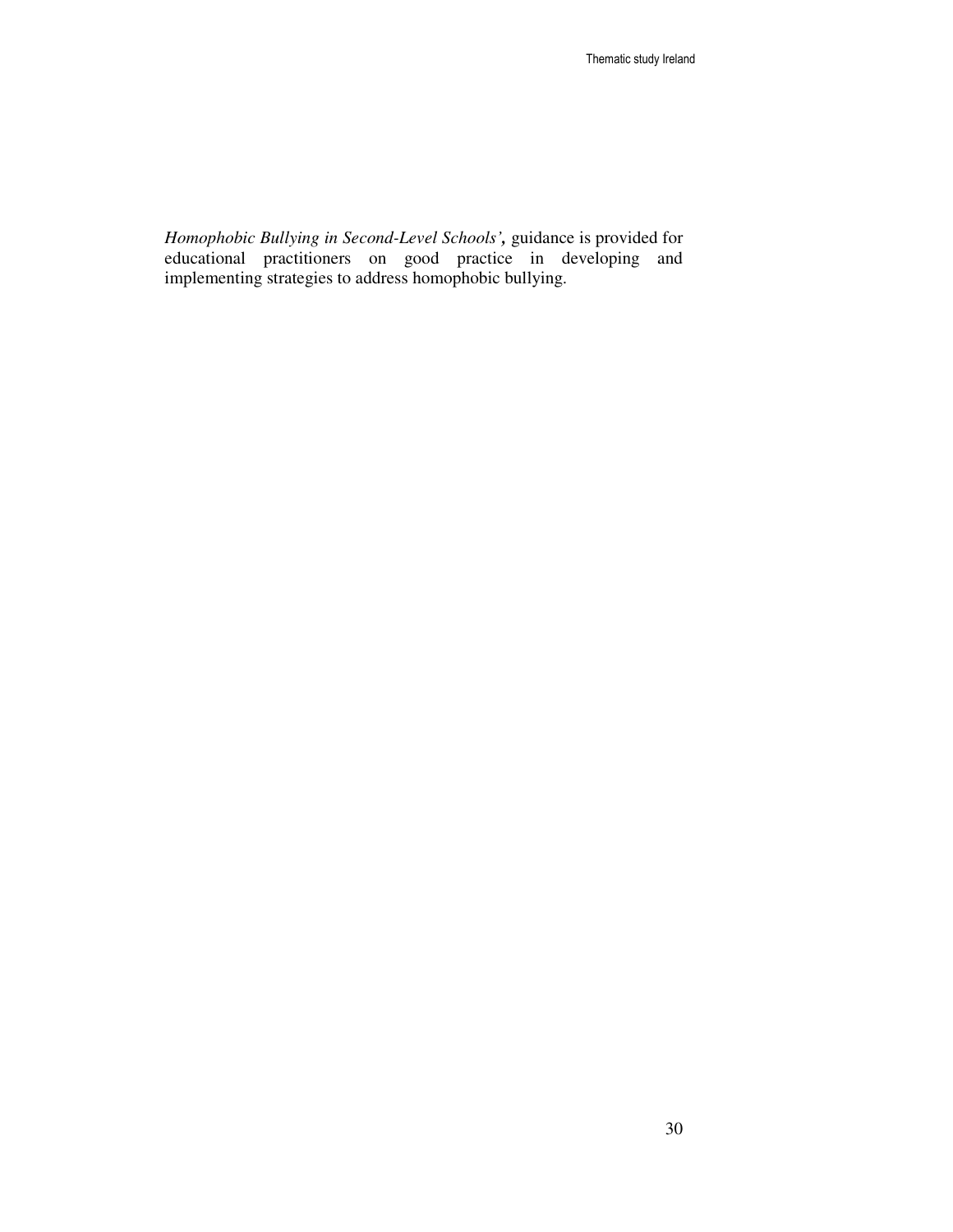*Homophobic Bullying in Second-Level Schools',* guidance is provided for educational practitioners on good practice in developing and implementing strategies to address homophobic bullying.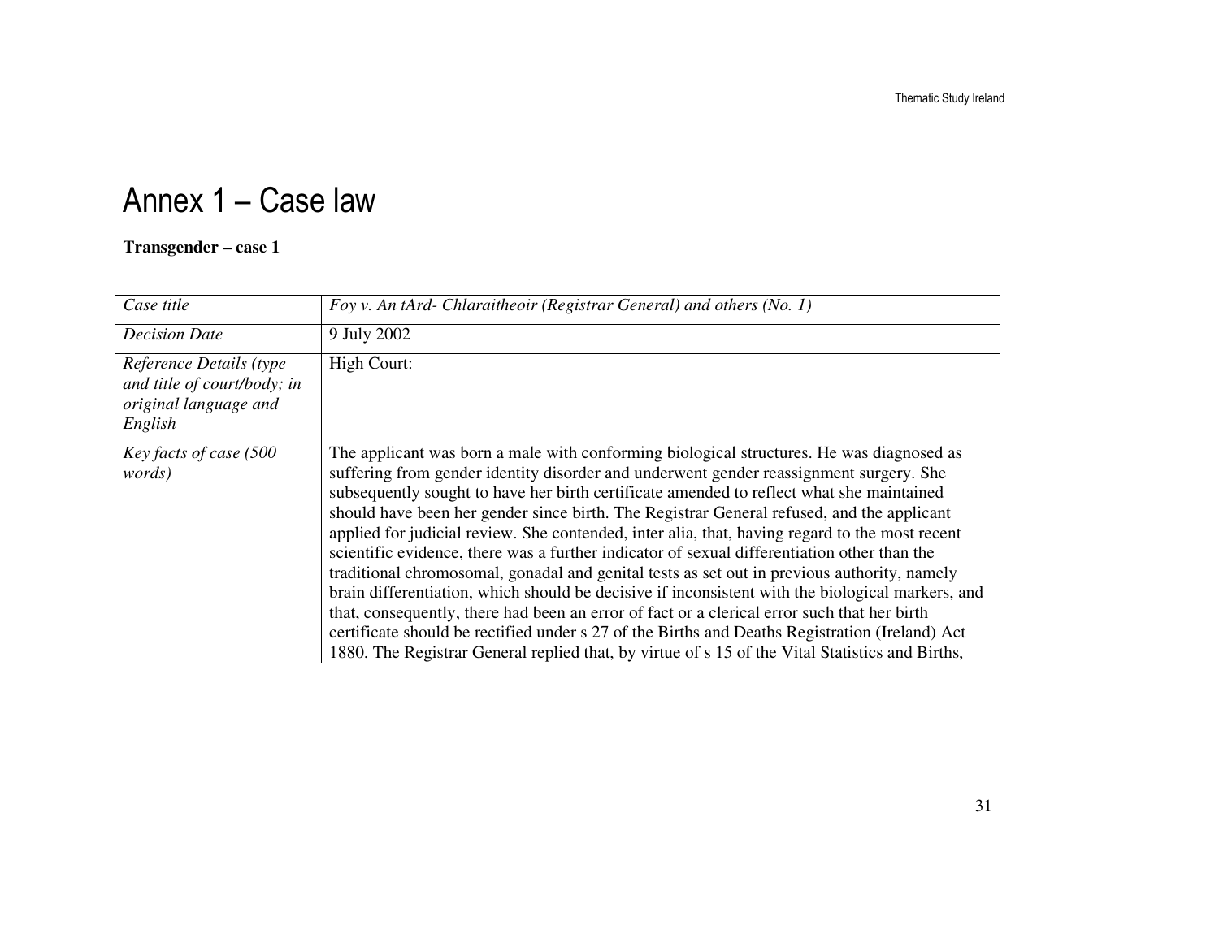# Annex 1 – Case law

**Transgender – case 1**

| *Case title* | *Foy v. An tArd- Chlaraitheoir (Registrar General) and others (No. 1)* |
|---|---|
| *Decision Date* | 9 July 2002 |
| *Reference Details (type and title of court/body; in original language and English* | High Court: |
| *Key facts of case (500 words)* | The applicant was born a male with conforming biological structures. He was diagnosed as suffering from gender identity disorder and underwent gender reassignment surgery. She subsequently sought to have her birth certificate amended to reflect what she maintained should have been her gender since birth. The Registrar General refused, and the applicant applied for judicial review. She contended, inter alia, that, having regard to the most recent scientific evidence, there was a further indicator of sexual differentiation other than the traditional chromosomal, gonadal and genital tests as set out in previous authority, namely brain differentiation, which should be decisive if inconsistent with the biological markers, and that, consequently, there had been an error of fact or a clerical error such that her birth certificate should be rectified under s 27 of the Births and Deaths Registration (Ireland) Act 1880. The Registrar General replied that, by virtue of s 15 of the Vital Statistics and Births, |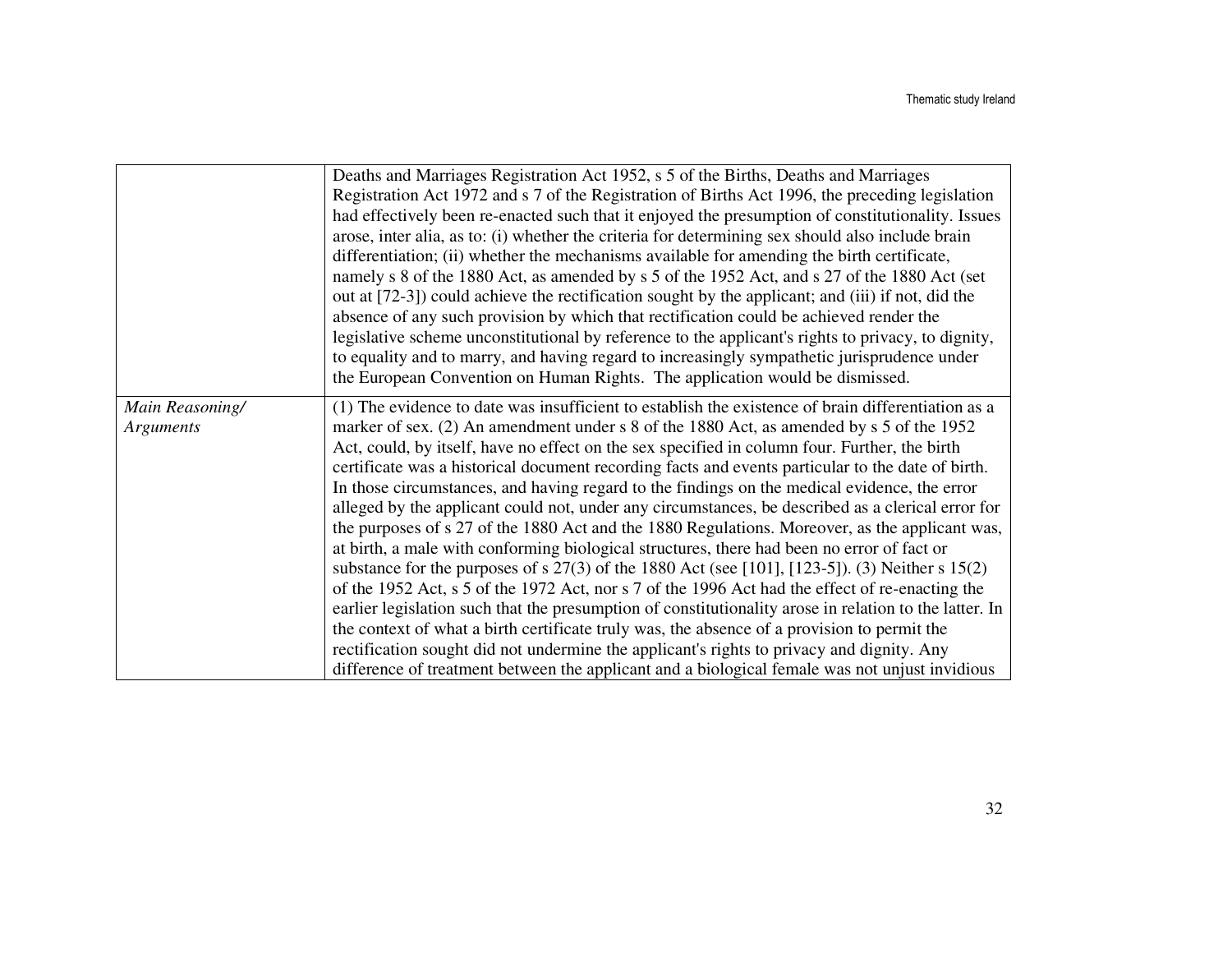| | |
|---|---|
| | Deaths and Marriages Registration Act 1952, s 5 of the Births, Deaths and Marriages Registration Act 1972 and s 7 of the Registration of Births Act 1996, the preceding legislation had effectively been re-enacted such that it enjoyed the presumption of constitutionality. Issues arose, inter alia, as to: (i) whether the criteria for determining sex should also include brain differentiation; (ii) whether the mechanisms available for amending the birth certificate, namely s 8 of the 1880 Act, as amended by s 5 of the 1952 Act, and s 27 of the 1880 Act (set out at [72-3]) could achieve the rectification sought by the applicant; and (iii) if not, did the absence of any such provision by which that rectification could be achieved render the legislative scheme unconstitutional by reference to the applicant's rights to privacy, to dignity, to equality and to marry, and having regard to increasingly sympathetic jurisprudence under the European Convention on Human Rights. The application would be dismissed. |
| *Main Reasoning/ Arguments* | (1) The evidence to date was insufficient to establish the existence of brain differentiation as a marker of sex. (2) An amendment under s 8 of the 1880 Act, as amended by s 5 of the 1952 Act, could, by itself, have no effect on the sex specified in column four. Further, the birth certificate was a historical document recording facts and events particular to the date of birth. In those circumstances, and having regard to the findings on the medical evidence, the error alleged by the applicant could not, under any circumstances, be described as a clerical error for the purposes of s 27 of the 1880 Act and the 1880 Regulations. Moreover, as the applicant was, at birth, a male with conforming biological structures, there had been no error of fact or substance for the purposes of s 27(3) of the 1880 Act (see [101], [123-5]). (3) Neither s 15(2) of the 1952 Act, s 5 of the 1972 Act, nor s 7 of the 1996 Act had the effect of re-enacting the earlier legislation such that the presumption of constitutionality arose in relation to the latter. In the context of what a birth certificate truly was, the absence of a provision to permit the rectification sought did not undermine the applicant's rights to privacy and dignity. Any difference of treatment between the applicant and a biological female was not unjust invidious |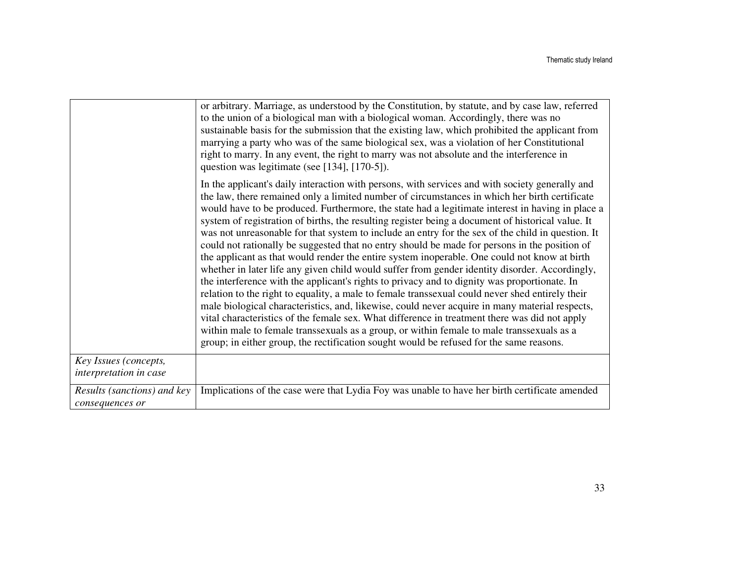| | |
|---|---|
| | or arbitrary. Marriage, as understood by the Constitution, by statute, and by case law, referred to the union of a biological man with a biological woman. Accordingly, there was no sustainable basis for the submission that the existing law, which prohibited the applicant from marrying a party who was of the same biological sex, was a violation of her Constitutional right to marry. In any event, the right to marry was not absolute and the interference in question was legitimate (see [134], [170-5]).<br><br>In the applicant's daily interaction with persons, with services and with society generally and the law, there remained only a limited number of circumstances in which her birth certificate would have to be produced. Furthermore, the state had a legitimate interest in having in place a system of registration of births, the resulting register being a document of historical value. It was not unreasonable for that system to include an entry for the sex of the child in question. It could not rationally be suggested that no entry should be made for persons in the position of the applicant as that would render the entire system inoperable. One could not know at birth whether in later life any given child would suffer from gender identity disorder. Accordingly, the interference with the applicant's rights to privacy and to dignity was proportionate. In relation to the right to equality, a male to female transsexual could never shed entirely their male biological characteristics, and, likewise, could never acquire in many material respects, vital characteristics of the female sex. What difference in treatment there was did not apply within male to female transsexuals as a group, or within female to male transsexuals as a group; in either group, the rectification sought would be refused for the same reasons. |
| *Key Issues (concepts, interpretation in case* | |
| *Results (sanctions) and key consequences or* | Implications of the case were that Lydia Foy was unable to have her birth certificate amended |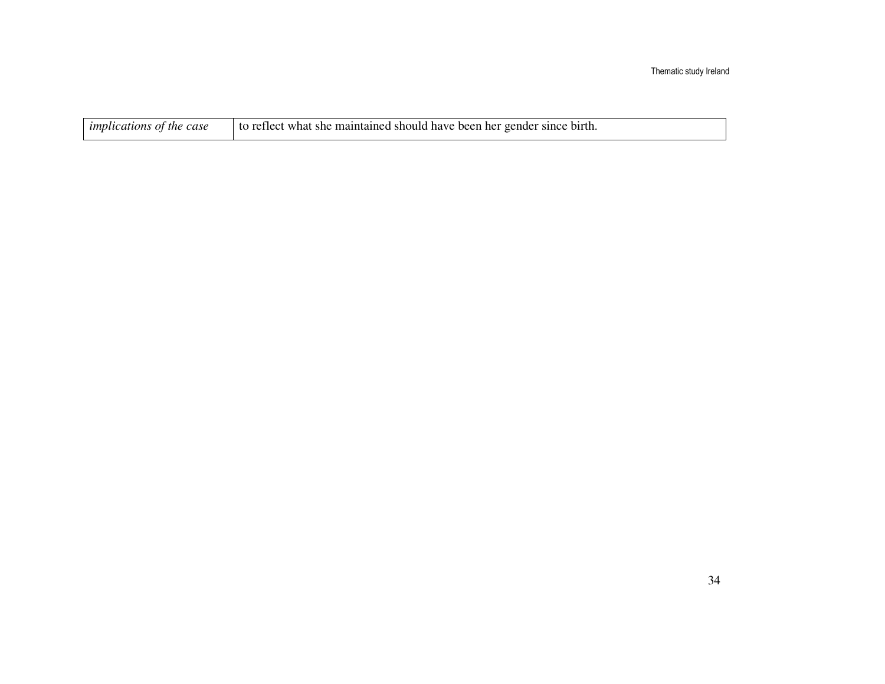| | |
|---|---|
| *implications of the case* | to reflect what she maintained should have been her gender since birth. |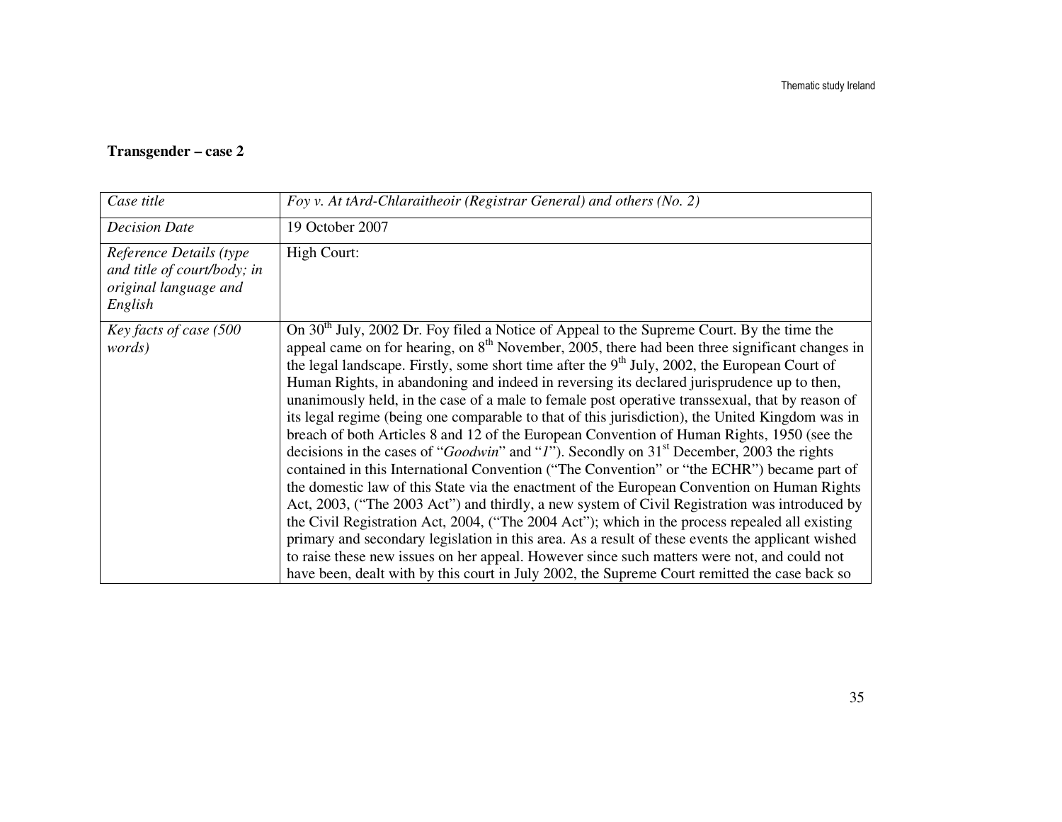**Transgender – case 2**

| | |
|---|---|
| *Case title* | *Foy v. At tArd-Chlaraitheoir (Registrar General) and others (No. 2)* |
| *Decision Date* | 19 October 2007 |
| *Reference Details (type and title of court/body; in original language and English* | High Court: |
| *Key facts of case (500 words)* | On 30th July, 2002 Dr. Foy filed a Notice of Appeal to the Supreme Court. By the time the appeal came on for hearing, on 8th November, 2005, there had been three significant changes in the legal landscape. Firstly, some short time after the 9th July, 2002, the European Court of Human Rights, in abandoning and indeed in reversing its declared jurisprudence up to then, unanimously held, in the case of a male to female post operative transsexual, that by reason of its legal regime (being one comparable to that of this jurisdiction), the United Kingdom was in breach of both Articles 8 and 12 of the European Convention of Human Rights, 1950 (see the decisions in the cases of "*Goodwin*" and "*I*"). Secondly on 31st December, 2003 the rights contained in this International Convention ("The Convention" or "the ECHR") became part of the domestic law of this State via the enactment of the European Convention on Human Rights Act, 2003, ("The 2003 Act") and thirdly, a new system of Civil Registration was introduced by the Civil Registration Act, 2004, ("The 2004 Act"); which in the process repealed all existing primary and secondary legislation in this area. As a result of these events the applicant wished to raise these new issues on her appeal. However since such matters were not, and could not have been, dealt with by this court in July 2002, the Supreme Court remitted the case back so |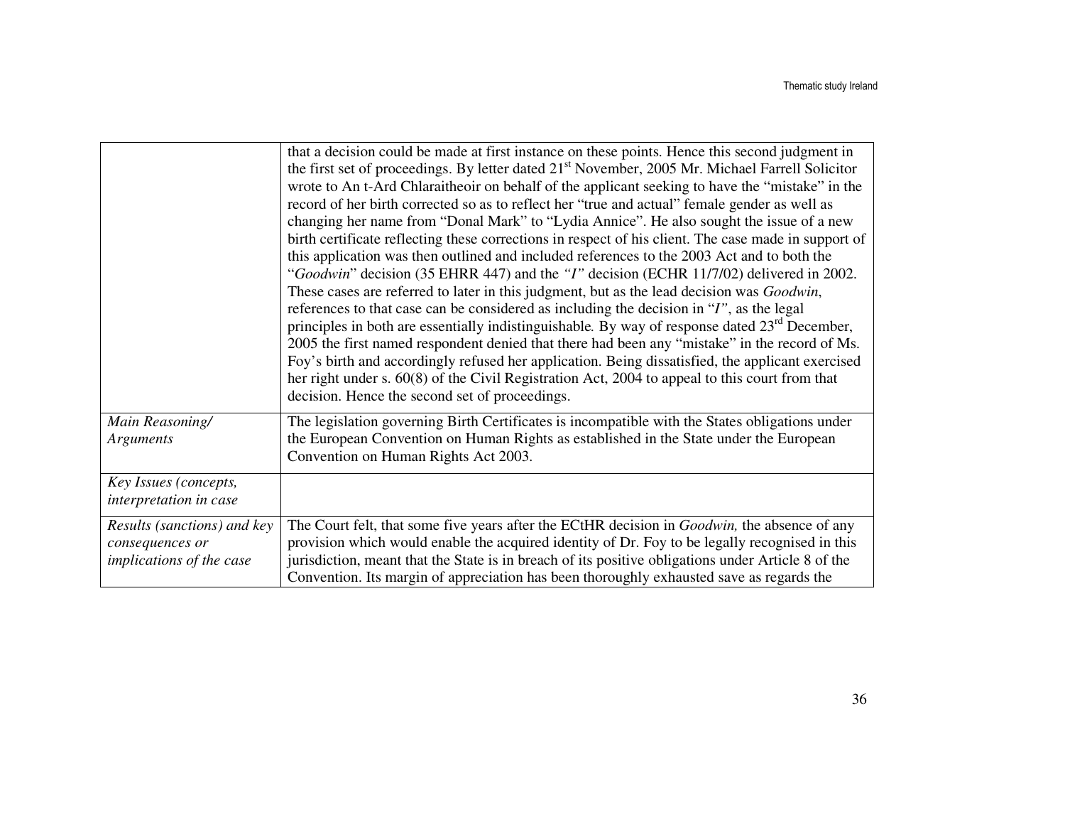| | |
|---|---|
| | that a decision could be made at first instance on these points. Hence this second judgment in the first set of proceedings. By letter dated 21st November, 2005 Mr. Michael Farrell Solicitor wrote to An t-Ard Chlaraitheoir on behalf of the applicant seeking to have the "mistake" in the record of her birth corrected so as to reflect her "true and actual" female gender as well as changing her name from "Donal Mark" to "Lydia Annice". He also sought the issue of a new birth certificate reflecting these corrections in respect of his client. The case made in support of this application was then outlined and included references to the 2003 Act and to both the "*Goodwin*" decision (35 EHRR 447) and the *"I"* decision (ECHR 11/7/02) delivered in 2002. These cases are referred to later in this judgment, but as the lead decision was *Goodwin*, references to that case can be considered as including the decision in "*I"*, as the legal principles in both are essentially indistinguishable. By way of response dated 23rd December, 2005 the first named respondent denied that there had been any "mistake" in the record of Ms. Foy's birth and accordingly refused her application. Being dissatisfied, the applicant exercised her right under s. 60(8) of the Civil Registration Act, 2004 to appeal to this court from that decision. Hence the second set of proceedings. |
| *Main Reasoning/ Arguments* | The legislation governing Birth Certificates is incompatible with the States obligations under the European Convention on Human Rights as established in the State under the European Convention on Human Rights Act 2003. |
| *Key Issues (concepts, interpretation in case* | |
| *Results (sanctions) and key consequences or implications of the case* | The Court felt, that some five years after the ECtHR decision in *Goodwin,* the absence of any provision which would enable the acquired identity of Dr. Foy to be legally recognised in this jurisdiction, meant that the State is in breach of its positive obligations under Article 8 of the Convention. Its margin of appreciation has been thoroughly exhausted save as regards the |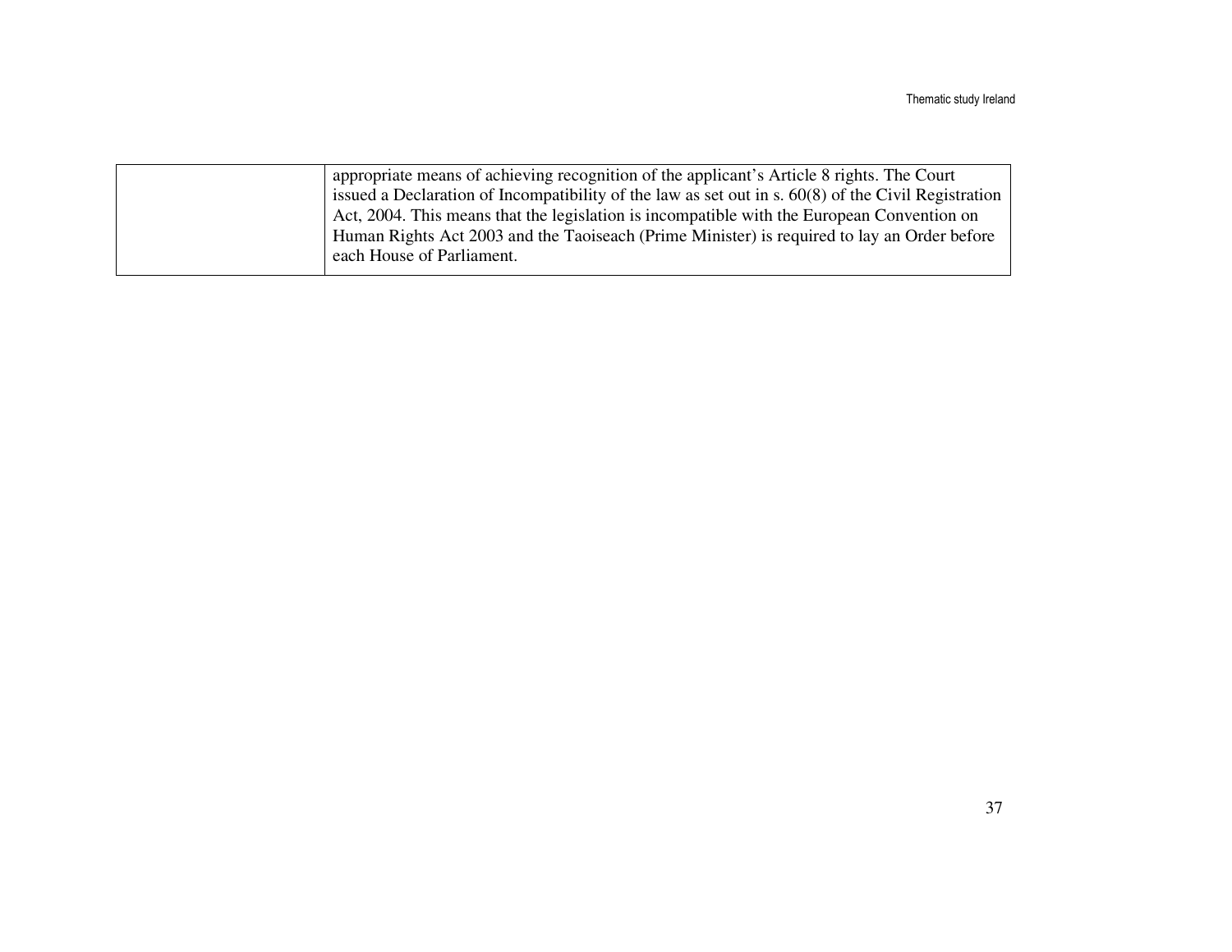| | |
|---|---|
| | appropriate means of achieving recognition of the applicant's Article 8 rights. The Court issued a Declaration of Incompatibility of the law as set out in s. 60(8) of the Civil Registration Act, 2004. This means that the legislation is incompatible with the European Convention on Human Rights Act 2003 and the Taoiseach (Prime Minister) is required to lay an Order before each House of Parliament. |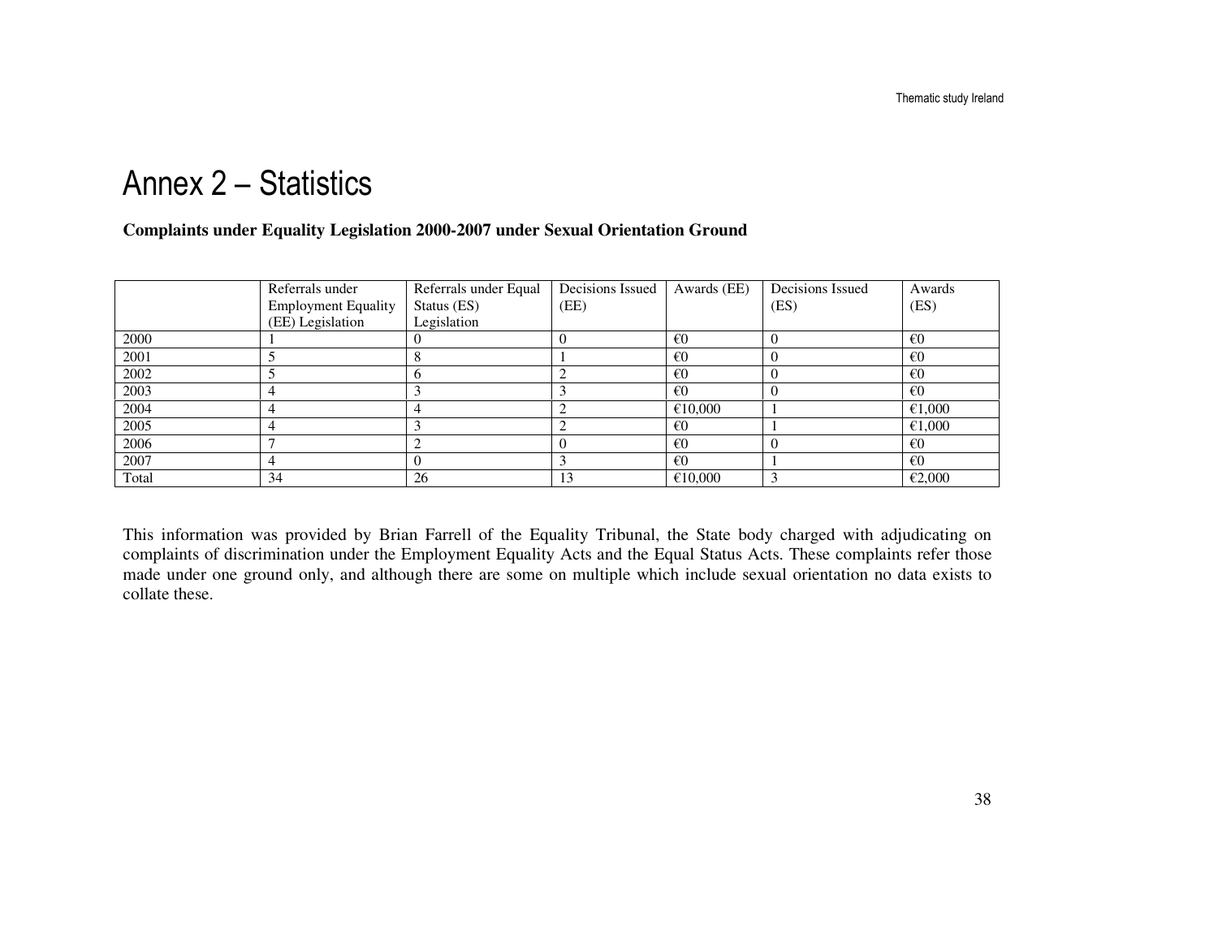# Annex 2 – Statistics

**Complaints under Equality Legislation 2000-2007 under Sexual Orientation Ground**

| | Referrals under Employment Equality (EE) Legislation | Referrals under Equal Status (ES) Legislation | Decisions Issued (EE) | Awards (EE) | Decisions Issued (ES) | Awards (ES) |
|---|---|---|---|---|---|---|
| 2000 | 1 | 0 | 0 | €0 | 0 | €0 |
| 2001 | 5 | 8 | 1 | €0 | 0 | €0 |
| 2002 | 5 | 6 | 2 | €0 | 0 | €0 |
| 2003 | 4 | 3 | 3 | €0 | 0 | €0 |
| 2004 | 4 | 4 | 2 | €10,000 | 1 | €1,000 |
| 2005 | 4 | 3 | 2 | €0 | 1 | €1,000 |
| 2006 | 7 | 2 | 0 | €0 | 0 | €0 |
| 2007 | 4 | 0 | 3 | €0 | 1 | €0 |
| Total | 34 | 26 | 13 | €10,000 | 3 | €2,000 |

This information was provided by Brian Farrell of the Equality Tribunal, the State body charged with adjudicating on complaints of discrimination under the Employment Equality Acts and the Equal Status Acts. These complaints refer those made under one ground only, and although there are some on multiple which include sexual orientation no data exists to collate these.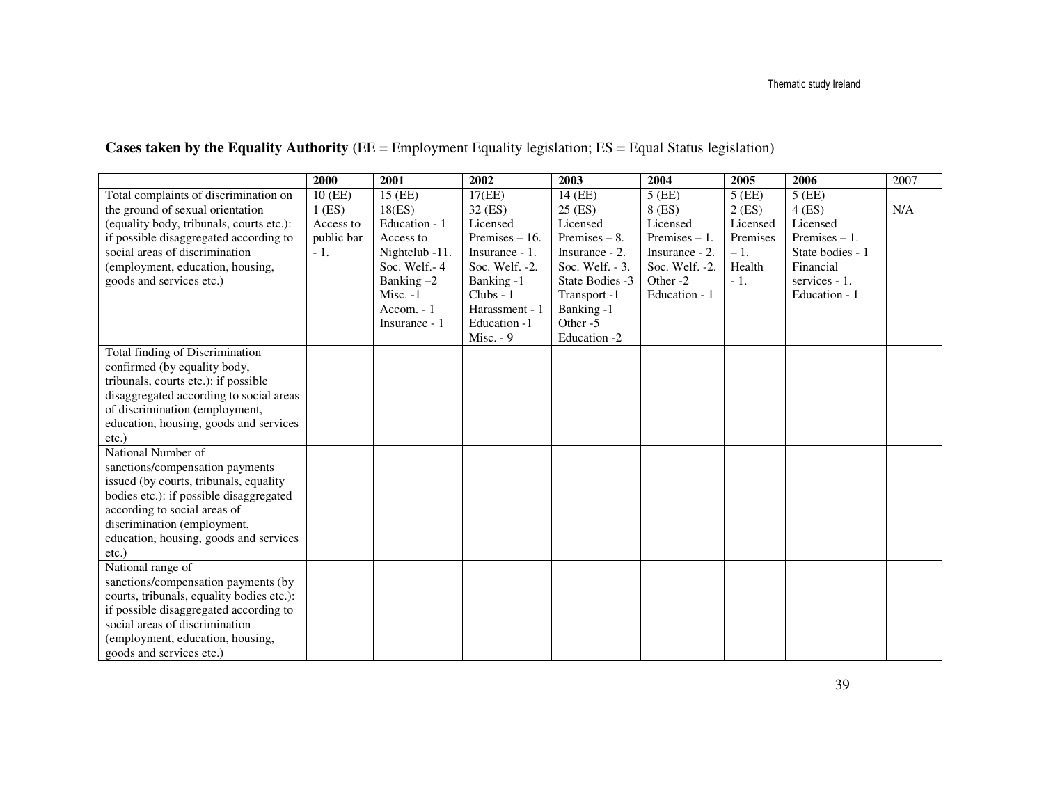**Cases taken by the Equality Authority** (EE = Employment Equality legislation; ES = Equal Status legislation)

| | **2000** | **2001** | **2002** | **2003** | **2004** | **2005** | **2006** | 2007 |
|---|---|---|---|---|---|---|---|---|
| Total complaints of discrimination on the ground of sexual orientation (equality body, tribunals, courts etc.): if possible disaggregated according to social areas of discrimination (employment, education, housing, goods and services etc.) | 10 (EE)<br>1 (ES)<br>Access to public bar - 1. | 15 (EE)<br>18(ES)<br>Education - 1<br>Access to Nightclub -11.<br>Soc. Welf.- 4<br>Banking –2<br>Misc. -1<br>Accom. - 1<br>Insurance - 1 | 17(EE)<br>32 (ES)<br>Licensed Premises – 16.<br>Insurance - 1.<br>Soc. Welf. -2.<br>Banking -1<br>Clubs - 1<br>Harassment - 1<br>Education -1<br>Misc. - 9 | 14 (EE)<br>25 (ES)<br>Licensed Premises – 8.<br>Insurance - 2.<br>Soc. Welf. - 3.<br>State Bodies -3<br>Transport -1<br>Banking -1<br>Other -5<br>Education -2 | 5 (EE)<br>8 (ES)<br>Licensed Premises – 1.<br>Insurance - 2.<br>Soc. Welf. -2.<br>Other -2<br>Education - 1 | 5 (EE)<br>2 (ES)<br>Licensed Premises – 1.<br>Health - 1. | 5 (EE)<br>4 (ES)<br>Licensed Premises – 1.<br>State bodies - 1<br>Financial services - 1.<br>Education - 1 | N/A |
| Total finding of Discrimination confirmed (by equality body, tribunals, courts etc.): if possible disaggregated according to social areas of discrimination (employment, education, housing, goods and services etc.) | | | | | | | | |
| National Number of sanctions/compensation payments issued (by courts, tribunals, equality bodies etc.): if possible disaggregated according to social areas of discrimination (employment, education, housing, goods and services etc.) | | | | | | | | |
| National range of sanctions/compensation payments (by courts, tribunals, equality bodies etc.): if possible disaggregated according to social areas of discrimination (employment, education, housing, goods and services etc.) | | | | | | | | |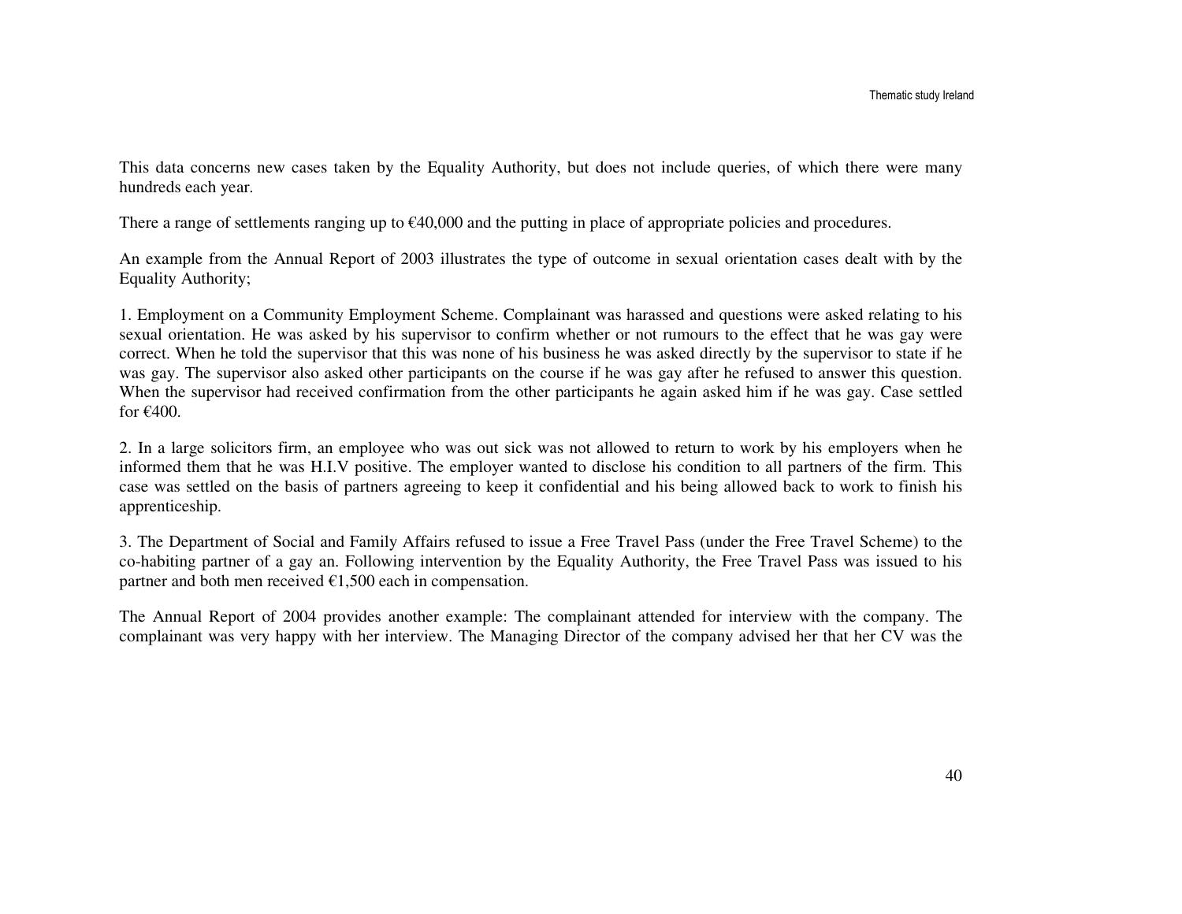This data concerns new cases taken by the Equality Authority, but does not include queries, of which there were many hundreds each year.

There a range of settlements ranging up to €40,000 and the putting in place of appropriate policies and procedures.

An example from the Annual Report of 2003 illustrates the type of outcome in sexual orientation cases dealt with by the Equality Authority;

1. Employment on a Community Employment Scheme. Complainant was harassed and questions were asked relating to his sexual orientation. He was asked by his supervisor to confirm whether or not rumours to the effect that he was gay were correct. When he told the supervisor that this was none of his business he was asked directly by the supervisor to state if he was gay. The supervisor also asked other participants on the course if he was gay after he refused to answer this question. When the supervisor had received confirmation from the other participants he again asked him if he was gay. Case settled for €400.

2. In a large solicitors firm, an employee who was out sick was not allowed to return to work by his employers when he informed them that he was H.I.V positive. The employer wanted to disclose his condition to all partners of the firm. This case was settled on the basis of partners agreeing to keep it confidential and his being allowed back to work to finish his apprenticeship.

3. The Department of Social and Family Affairs refused to issue a Free Travel Pass (under the Free Travel Scheme) to the co-habiting partner of a gay an. Following intervention by the Equality Authority, the Free Travel Pass was issued to his partner and both men received €1,500 each in compensation.

The Annual Report of 2004 provides another example: The complainant attended for interview with the company. The complainant was very happy with her interview. The Managing Director of the company advised her that her CV was the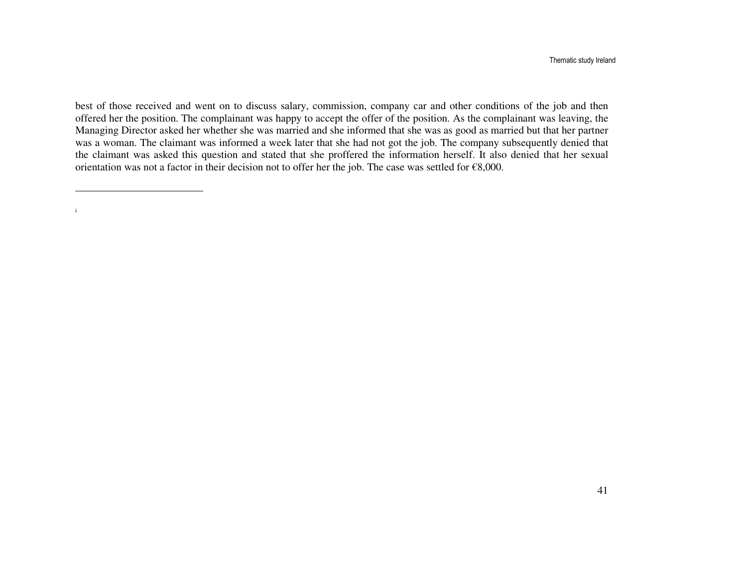best of those received and went on to discuss salary, commission, company car and other conditions of the job and then offered her the position. The complainant was happy to accept the offer of the position. As the complainant was leaving, the Managing Director asked her whether she was married and she informed that she was as good as married but that her partner was a woman. The claimant was informed a week later that she had not got the job. The company subsequently denied that the claimant was asked this question and stated that she proffered the information herself. It also denied that her sexual orientation was not a factor in their decision not to offer her the job. The case was settled for €8,000.

---

i